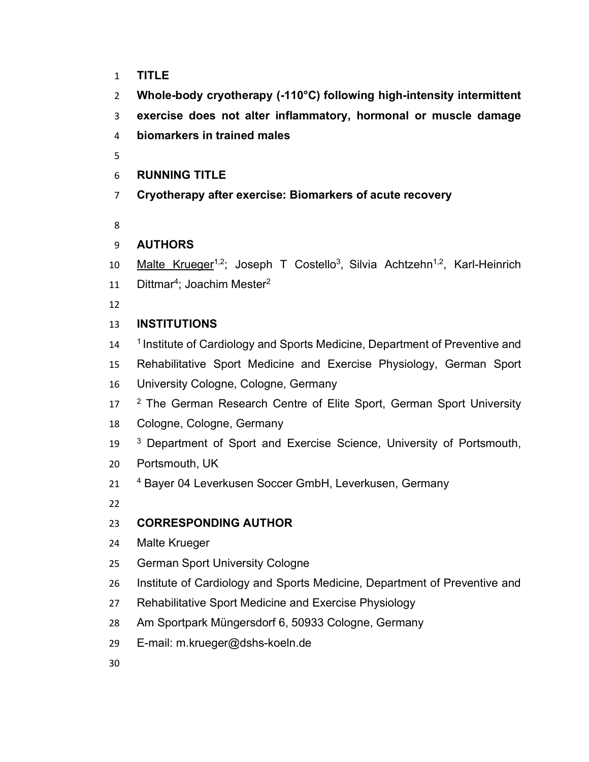## TITLE

**Whole-body cryotherapy (-110°C) following high-intensity intermittent exercise does not alter inflammatory, hormonal or muscle damage biomarkers in trained males**

## RUNNING TITLE

**Cryotherapy after exercise: Biomarkers of acute recovery**

## AUTHORS

Malte Krueger[1,2]; Joseph T Costello[3], Silvia Achtzehn[1,2], Karl-Heinrich Dittmar[4]; Joachim Mester[2]

## INSTITUTIONS

[1] Institute of Cardiology and Sports Medicine, Department of Preventive and Rehabilitative Sport Medicine and Exercise Physiology, German Sport University Cologne, Cologne, Germany

[2] The German Research Centre of Elite Sport, German Sport University Cologne, Cologne, Germany

[3] Department of Sport and Exercise Science, University of Portsmouth, Portsmouth, UK

[4] Bayer 04 Leverkusen Soccer GmbH, Leverkusen, Germany

## CORRESPONDING AUTHOR

Malte Krueger

German Sport University Cologne

Institute of Cardiology and Sports Medicine, Department of Preventive and Rehabilitative Sport Medicine and Exercise Physiology

Am Sportpark Müngersdorf 6, 50933 Cologne, Germany

E-mail: m.krueger@dshs-koeln.de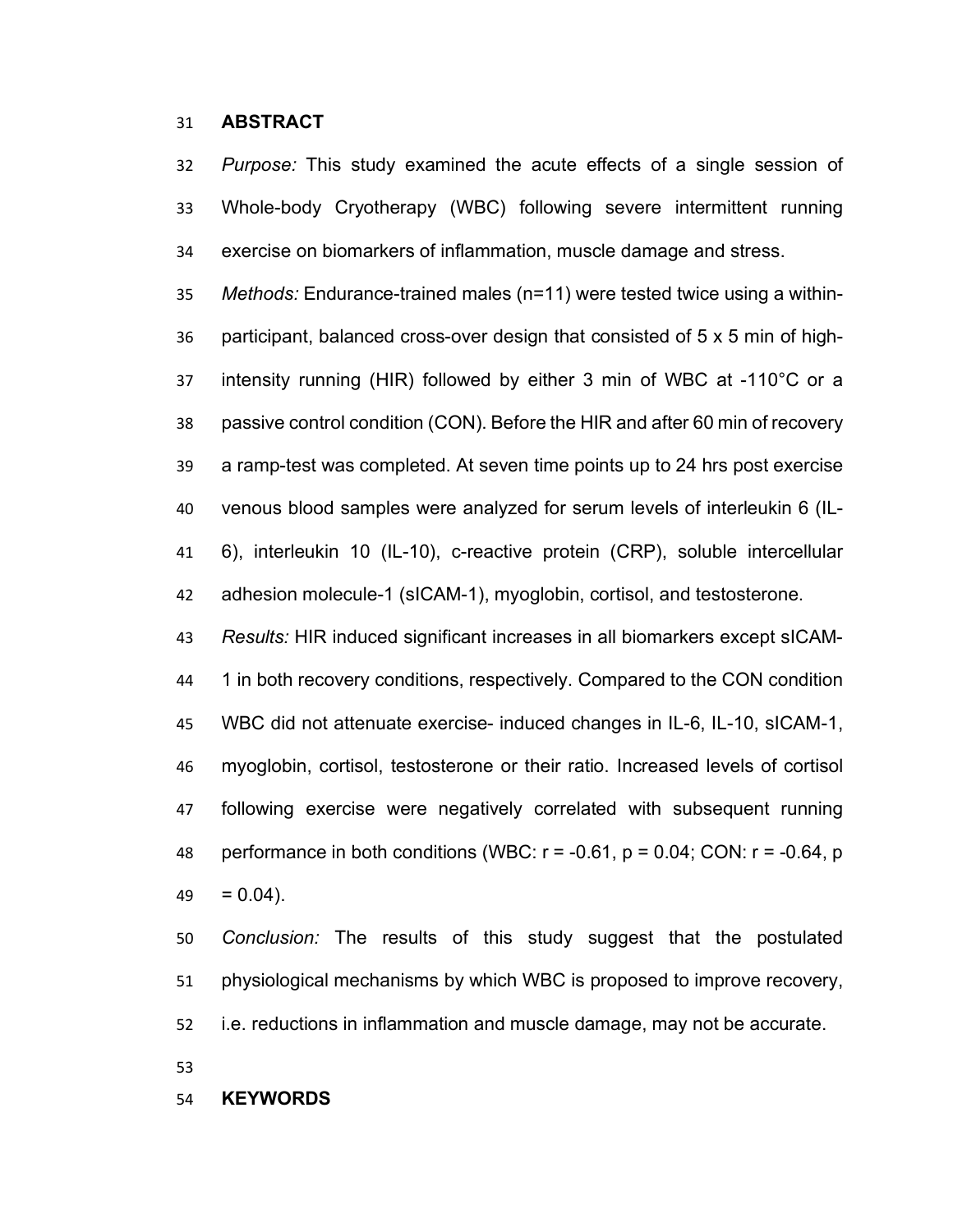## ABSTRACT

*Purpose:* This study examined the acute effects of a single session of Whole-body Cryotherapy (WBC) following severe intermittent running exercise on biomarkers of inflammation, muscle damage and stress.

*Methods:* Endurance-trained males (n=11) were tested twice using a within-participant, balanced cross-over design that consisted of 5 x 5 min of high-intensity running (HIR) followed by either 3 min of WBC at -110°C or a passive control condition (CON). Before the HIR and after 60 min of recovery a ramp-test was completed. At seven time points up to 24 hrs post exercise venous blood samples were analyzed for serum levels of interleukin 6 (IL-6), interleukin 10 (IL-10), c-reactive protein (CRP), soluble intercellular adhesion molecule-1 (sICAM-1), myoglobin, cortisol, and testosterone.

*Results:* HIR induced significant increases in all biomarkers except sICAM-1 in both recovery conditions, respectively. Compared to the CON condition WBC did not attenuate exercise- induced changes in IL-6, IL-10, sICAM-1, myoglobin, cortisol, testosterone or their ratio. Increased levels of cortisol following exercise were negatively correlated with subsequent running performance in both conditions (WBC: $r = -0.61$, $p = 0.04$; CON: $r = -0.64$, $p = 0.04$).

*Conclusion:* The results of this study suggest that the postulated physiological mechanisms by which WBC is proposed to improve recovery, i.e. reductions in inflammation and muscle damage, may not be accurate.

## KEYWORDS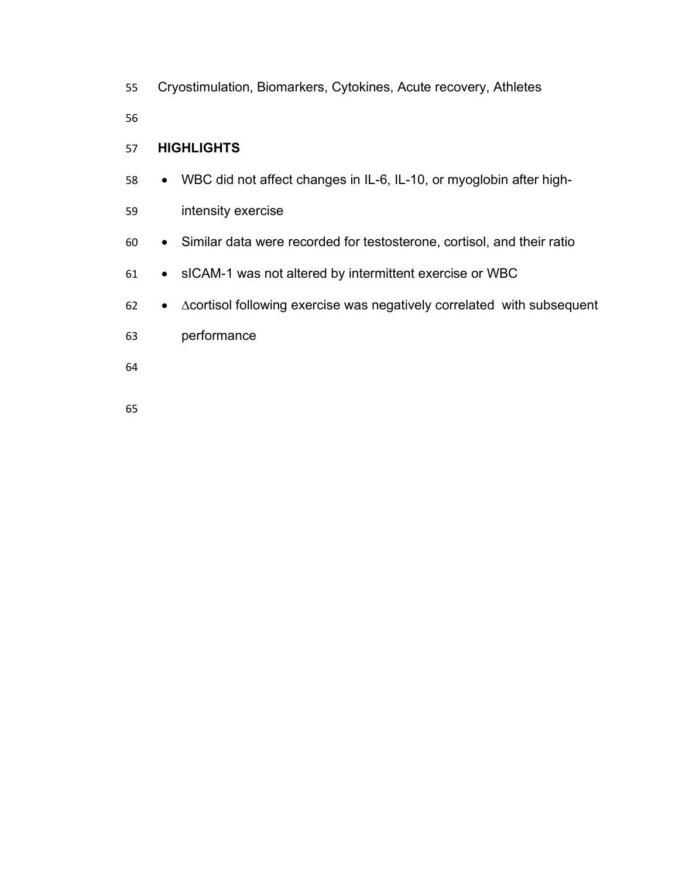Cryostimulation, Biomarkers, Cytokines, Acute recovery, Athletes

## HIGHLIGHTS

- WBC did not affect changes in IL-6, IL-10, or myoglobin after high-intensity exercise
- Similar data were recorded for testosterone, cortisol, and their ratio
- sICAM-1 was not altered by intermittent exercise or WBC
- $\Delta$cortisol following exercise was negatively correlated with subsequent performance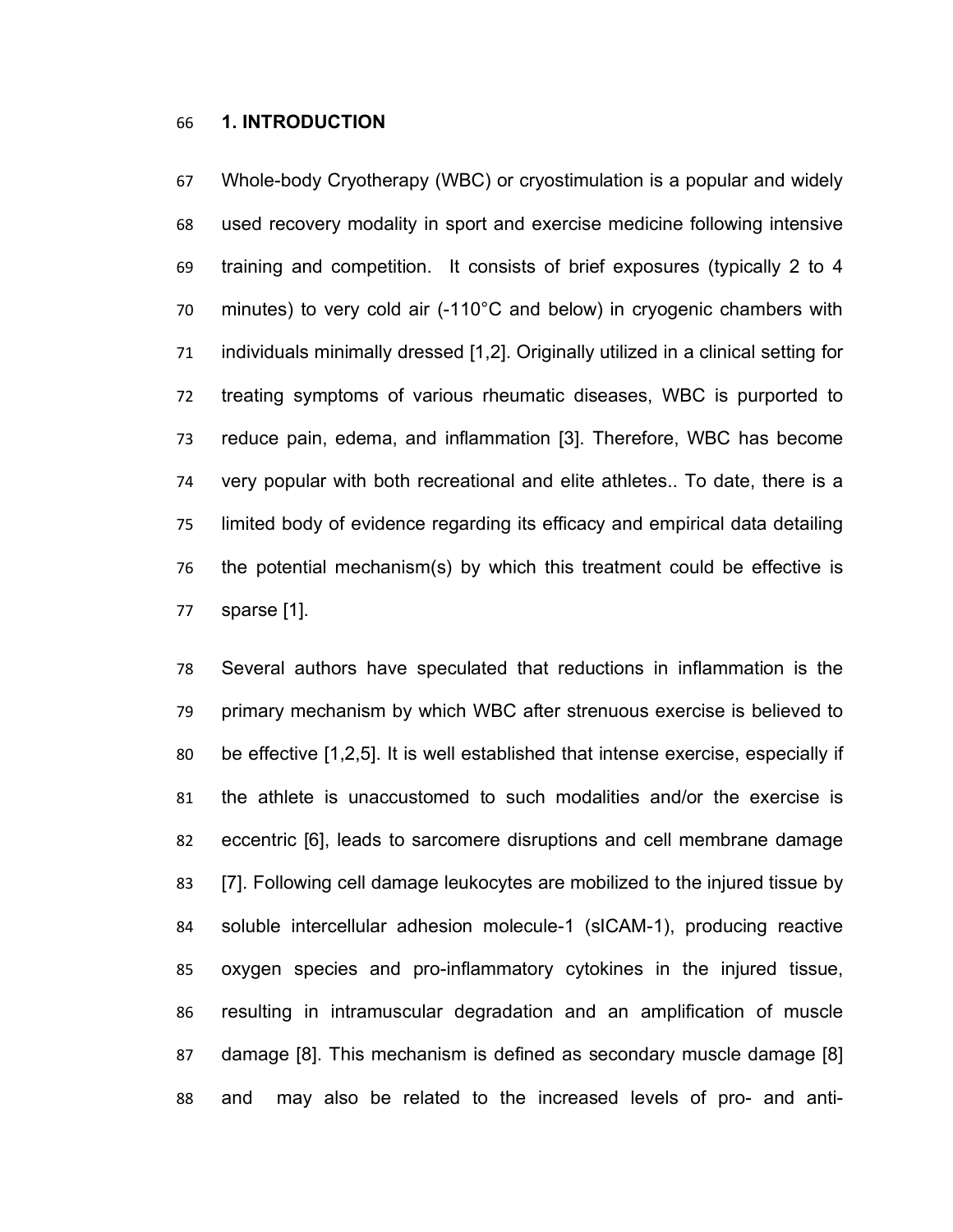## 1. INTRODUCTION

Whole-body Cryotherapy (WBC) or cryostimulation is a popular and widely used recovery modality in sport and exercise medicine following intensive training and competition. It consists of brief exposures (typically 2 to 4 minutes) to very cold air (-110°C and below) in cryogenic chambers with individuals minimally dressed [1,2]. Originally utilized in a clinical setting for treating symptoms of various rheumatic diseases, WBC is purported to reduce pain, edema, and inflammation [3]. Therefore, WBC has become very popular with both recreational and elite athletes.. To date, there is a limited body of evidence regarding its efficacy and empirical data detailing the potential mechanism(s) by which this treatment could be effective is sparse [1].

Several authors have speculated that reductions in inflammation is the primary mechanism by which WBC after strenuous exercise is believed to be effective [1,2,5]. It is well established that intense exercise, especially if the athlete is unaccustomed to such modalities and/or the exercise is eccentric [6], leads to sarcomere disruptions and cell membrane damage [7]. Following cell damage leukocytes are mobilized to the injured tissue by soluble intercellular adhesion molecule-1 (sICAM-1), producing reactive oxygen species and pro-inflammatory cytokines in the injured tissue, resulting in intramuscular degradation and an amplification of muscle damage [8]. This mechanism is defined as secondary muscle damage [8] and may also be related to the increased levels of pro- and anti-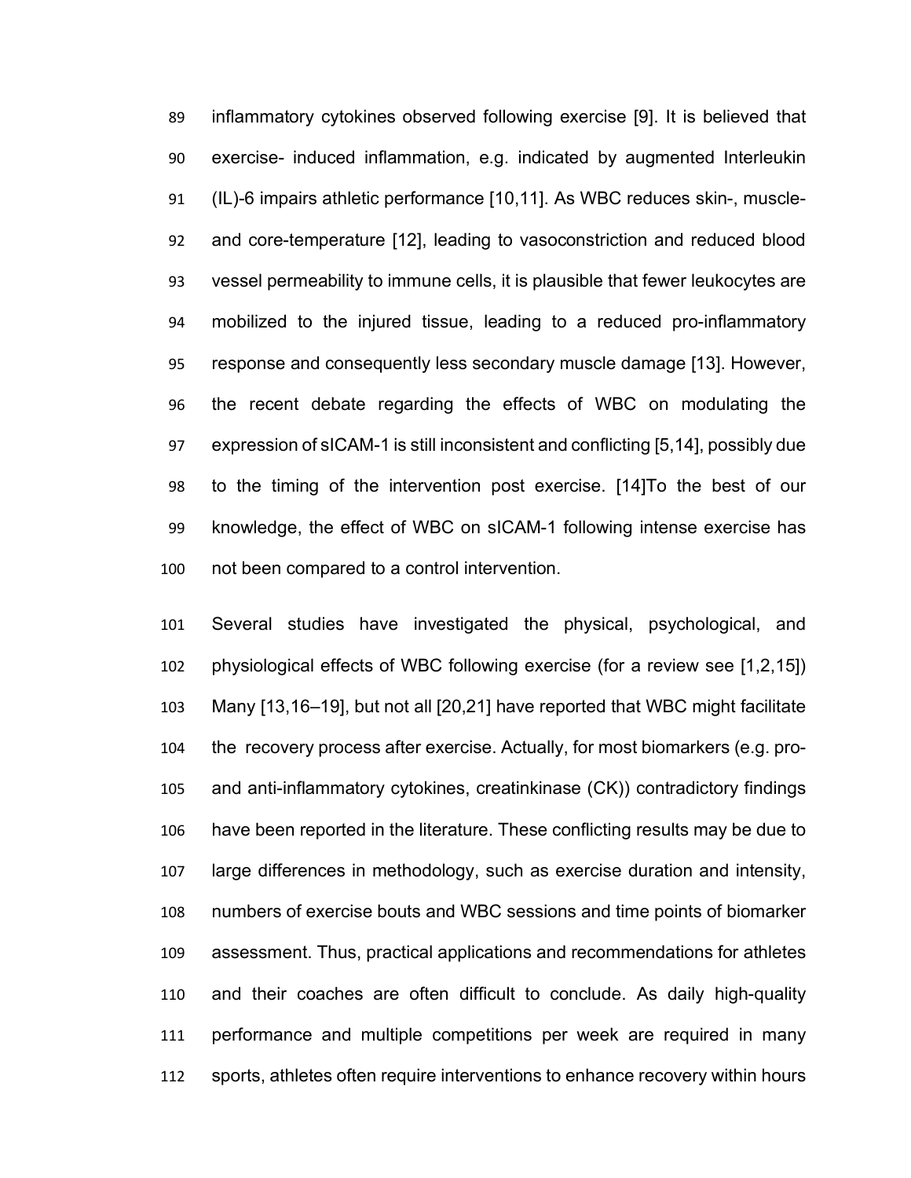inflammatory cytokines observed following exercise [9]. It is believed that exercise- induced inflammation, e.g. indicated by augmented Interleukin (IL)-6 impairs athletic performance [10,11]. As WBC reduces skin-, muscle- and core-temperature [12], leading to vasoconstriction and reduced blood vessel permeability to immune cells, it is plausible that fewer leukocytes are mobilized to the injured tissue, leading to a reduced pro-inflammatory response and consequently less secondary muscle damage [13]. However, the recent debate regarding the effects of WBC on modulating the expression of sICAM-1 is still inconsistent and conflicting [5,14], possibly due to the timing of the intervention post exercise. [14]To the best of our knowledge, the effect of WBC on sICAM-1 following intense exercise has not been compared to a control intervention.

Several studies have investigated the physical, psychological, and physiological effects of WBC following exercise (for a review see [1,2,15]) Many [13,16–19], but not all [20,21] have reported that WBC might facilitate the recovery process after exercise. Actually, for most biomarkers (e.g. pro- and anti-inflammatory cytokines, creatinkinase (CK)) contradictory findings have been reported in the literature. These conflicting results may be due to large differences in methodology, such as exercise duration and intensity, numbers of exercise bouts and WBC sessions and time points of biomarker assessment. Thus, practical applications and recommendations for athletes and their coaches are often difficult to conclude. As daily high-quality performance and multiple competitions per week are required in many sports, athletes often require interventions to enhance recovery within hours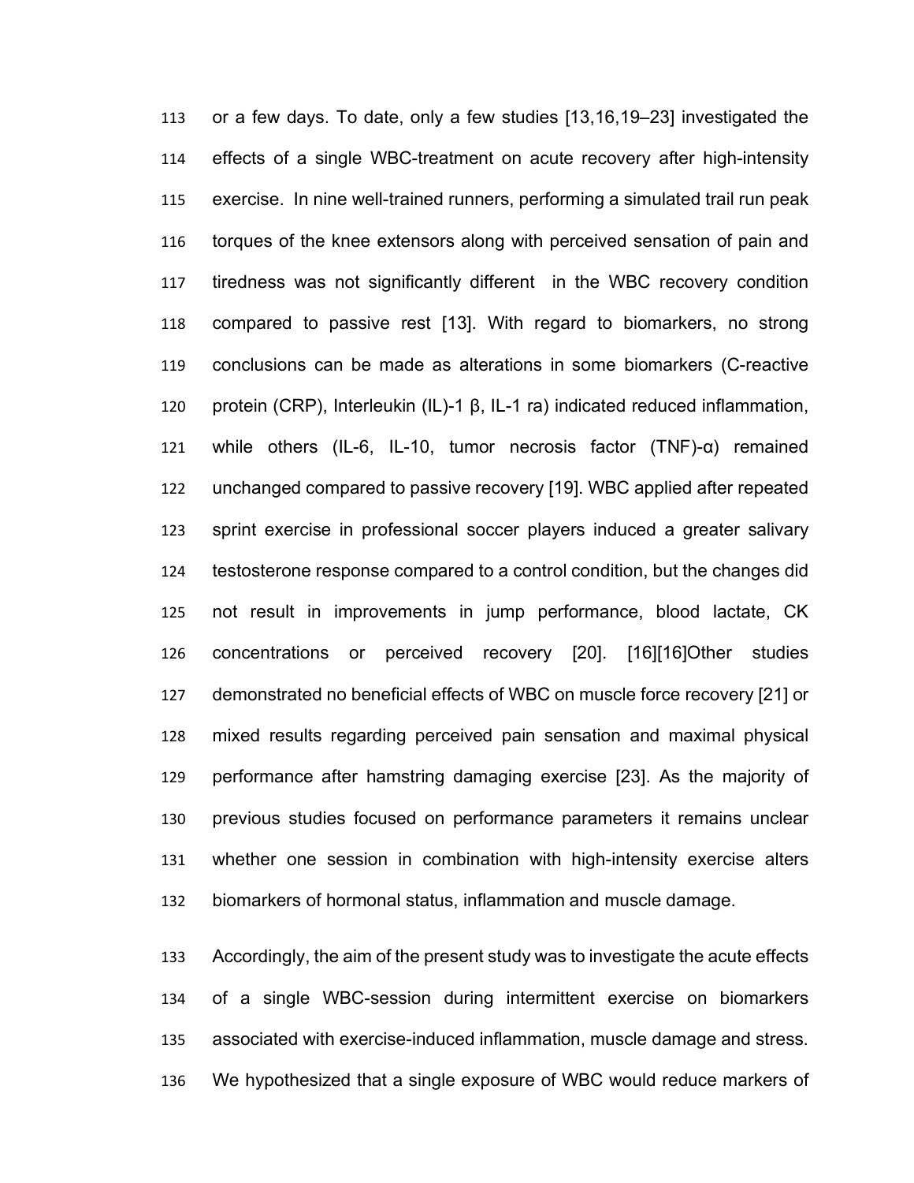or a few days. To date, only a few studies [13,16,19–23] investigated the effects of a single WBC-treatment on acute recovery after high-intensity exercise. In nine well-trained runners, performing a simulated trail run peak torques of the knee extensors along with perceived sensation of pain and tiredness was not significantly different in the WBC recovery condition compared to passive rest [13]. With regard to biomarkers, no strong conclusions can be made as alterations in some biomarkers (C-reactive protein (CRP), Interleukin (IL)-1 β, IL-1 ra) indicated reduced inflammation, while others (IL-6, IL-10, tumor necrosis factor (TNF)-α) remained unchanged compared to passive recovery [19]. WBC applied after repeated sprint exercise in professional soccer players induced a greater salivary testosterone response compared to a control condition, but the changes did not result in improvements in jump performance, blood lactate, CK concentrations or perceived recovery [20]. [16][16]Other studies demonstrated no beneficial effects of WBC on muscle force recovery [21] or mixed results regarding perceived pain sensation and maximal physical performance after hamstring damaging exercise [23]. As the majority of previous studies focused on performance parameters it remains unclear whether one session in combination with high-intensity exercise alters biomarkers of hormonal status, inflammation and muscle damage.

Accordingly, the aim of the present study was to investigate the acute effects of a single WBC-session during intermittent exercise on biomarkers associated with exercise-induced inflammation, muscle damage and stress. We hypothesized that a single exposure of WBC would reduce markers of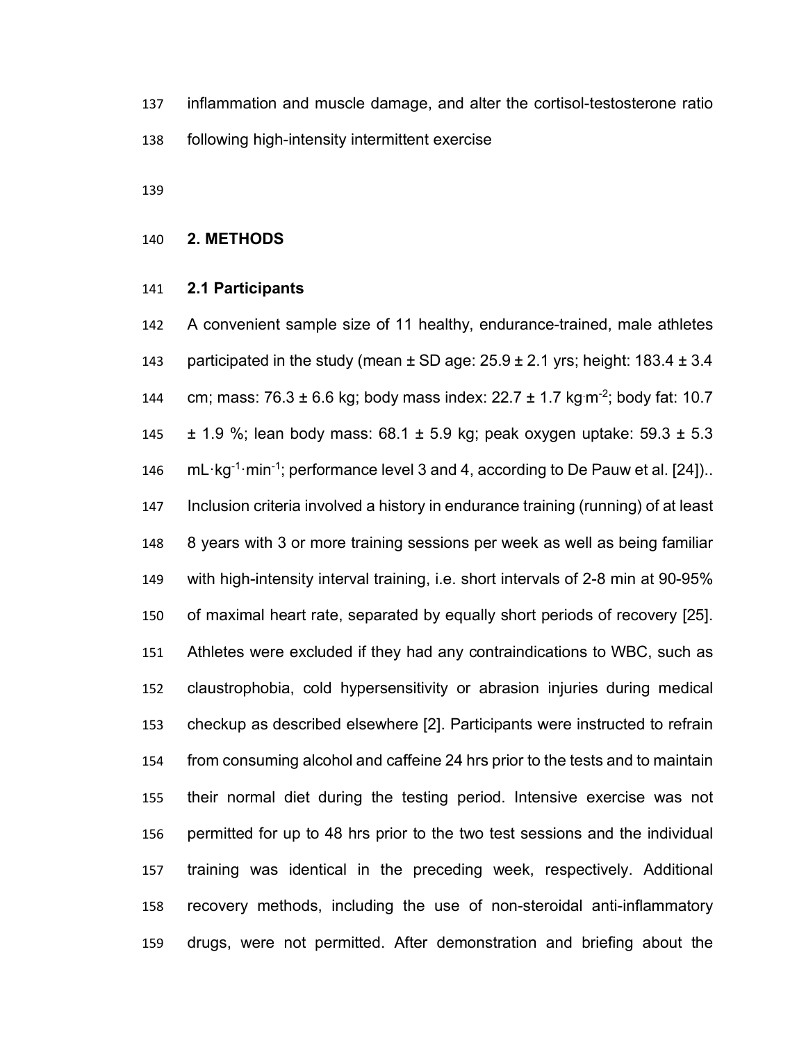inflammation and muscle damage, and alter the cortisol-testosterone ratio following high-intensity intermittent exercise

## 2. METHODS

### 2.1 Participants

A convenient sample size of 11 healthy, endurance-trained, male athletes participated in the study (mean ± SD age: 25.9 ± 2.1 yrs; height: 183.4 ± 3.4 cm; mass: 76.3 ± 6.6 kg; body mass index: 22.7 ± 1.7 kg·m$^{-2}$; body fat: 10.7 ± 1.9 %; lean body mass: 68.1 ± 5.9 kg; peak oxygen uptake: 59.3 ± 5.3 mL·kg$^{-1}$·min$^{-1}$; performance level 3 and 4, according to De Pauw et al. [24]).. Inclusion criteria involved a history in endurance training (running) of at least 8 years with 3 or more training sessions per week as well as being familiar with high-intensity interval training, i.e. short intervals of 2-8 min at 90-95% of maximal heart rate, separated by equally short periods of recovery [25]. Athletes were excluded if they had any contraindications to WBC, such as claustrophobia, cold hypersensitivity or abrasion injuries during medical checkup as described elsewhere [2]. Participants were instructed to refrain from consuming alcohol and caffeine 24 hrs prior to the tests and to maintain their normal diet during the testing period. Intensive exercise was not permitted for up to 48 hrs prior to the two test sessions and the individual training was identical in the preceding week, respectively. Additional recovery methods, including the use of non-steroidal anti-inflammatory drugs, were not permitted. After demonstration and briefing about the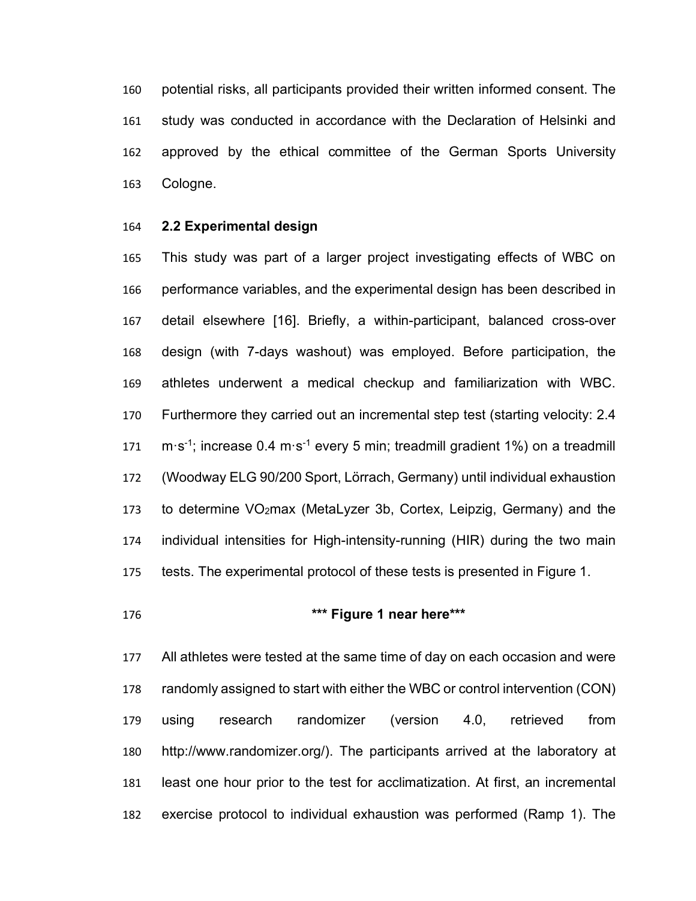potential risks, all participants provided their written informed consent. The study was conducted in accordance with the Declaration of Helsinki and approved by the ethical committee of the German Sports University Cologne.

### 2.2 Experimental design

This study was part of a larger project investigating effects of WBC on performance variables, and the experimental design has been described in detail elsewhere [16]. Briefly, a within-participant, balanced cross-over design (with 7-days washout) was employed. Before participation, the athletes underwent a medical checkup and familiarization with WBC. Furthermore they carried out an incremental step test (starting velocity: 2.4 $m \cdot s^{-1}$; increase 0.4 $m \cdot s^{-1}$ every 5 min; treadmill gradient 1%) on a treadmill (Woodway ELG 90/200 Sport, Lörrach, Germany) until individual exhaustion to determine $VO_2max$ (MetaLyzer 3b, Cortex, Leipzig, Germany) and the individual intensities for High-intensity-running (HIR) during the two main tests. The experimental protocol of these tests is presented in Figure 1.

**\*\*\* Figure 1 near here\*\*\***

All athletes were tested at the same time of day on each occasion and were randomly assigned to start with either the WBC or control intervention (CON) using research randomizer (version 4.0, retrieved from http://www.randomizer.org/). The participants arrived at the laboratory at least one hour prior to the test for acclimatization. At first, an incremental exercise protocol to individual exhaustion was performed (Ramp 1). The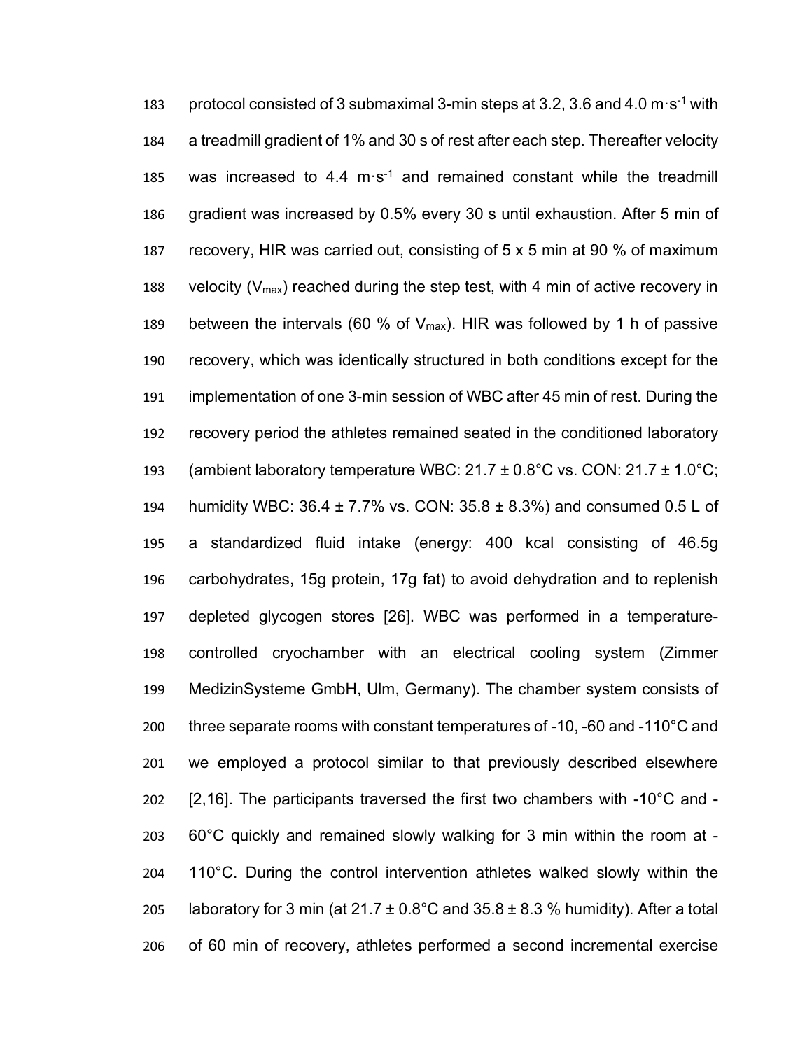protocol consisted of 3 submaximal 3-min steps at 3.2, 3.6 and 4.0 $m \cdot s^{-1}$ with a treadmill gradient of 1% and 30 s of rest after each step. Thereafter velocity was increased to 4.4 $m \cdot s^{-1}$ and remained constant while the treadmill gradient was increased by 0.5% every 30 s until exhaustion. After 5 min of recovery, HIR was carried out, consisting of 5 x 5 min at 90 % of maximum velocity ($V_{max}$) reached during the step test, with 4 min of active recovery in between the intervals (60 % of $V_{max}$). HIR was followed by 1 h of passive recovery, which was identically structured in both conditions except for the implementation of one 3-min session of WBC after 45 min of rest. During the recovery period the athletes remained seated in the conditioned laboratory (ambient laboratory temperature WBC: 21.7 ± 0.8°C vs. CON: 21.7 ± 1.0°C; humidity WBC: 36.4 ± 7.7% vs. CON: 35.8 ± 8.3%) and consumed 0.5 L of a standardized fluid intake (energy: 400 kcal consisting of 46.5g carbohydrates, 15g protein, 17g fat) to avoid dehydration and to replenish depleted glycogen stores [26]. WBC was performed in a temperature-controlled cryochamber with an electrical cooling system (Zimmer MedizinSysteme GmbH, Ulm, Germany). The chamber system consists of three separate rooms with constant temperatures of -10, -60 and -110°C and we employed a protocol similar to that previously described elsewhere [2,16]. The participants traversed the first two chambers with -10°C and -60°C quickly and remained slowly walking for 3 min within the room at -110°C. During the control intervention athletes walked slowly within the laboratory for 3 min (at 21.7 ± 0.8°C and 35.8 ± 8.3 % humidity). After a total of 60 min of recovery, athletes performed a second incremental exercise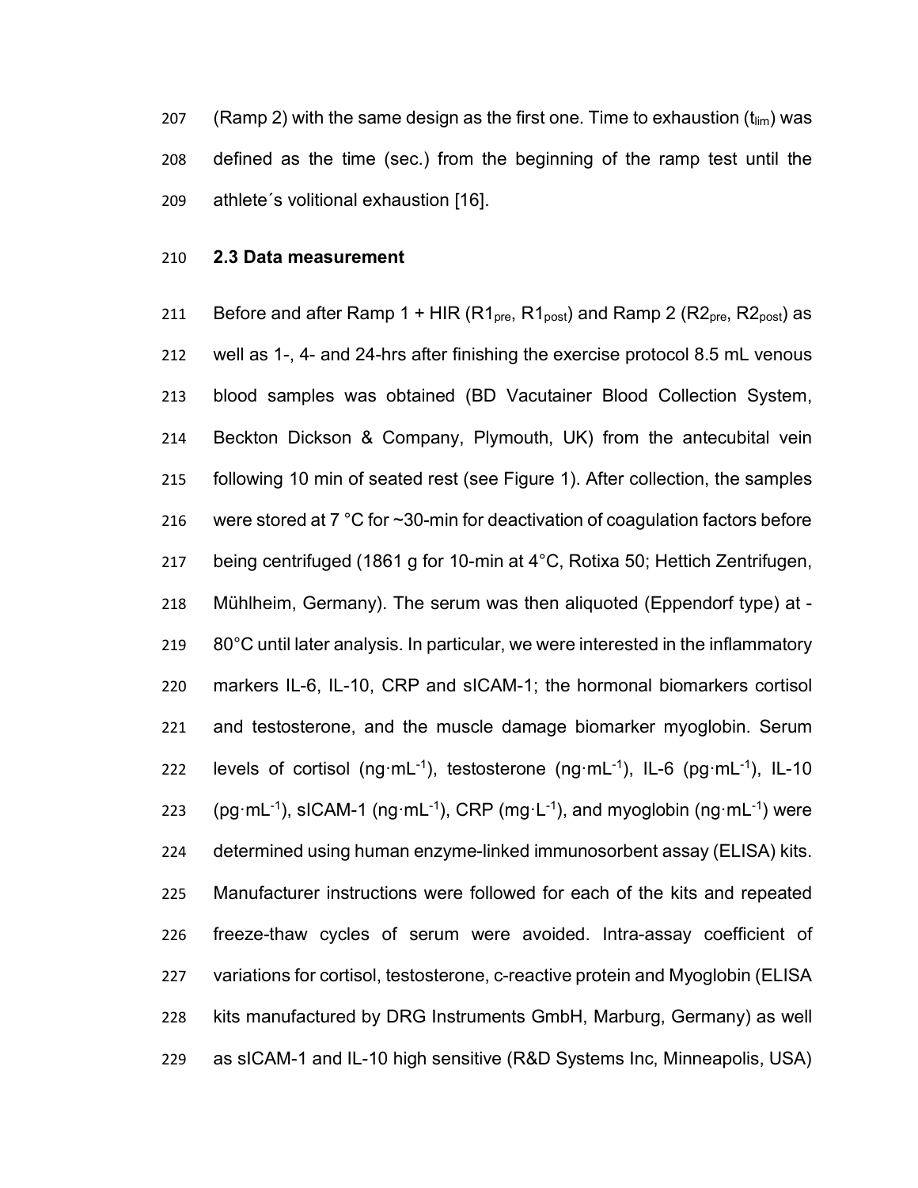(Ramp 2) with the same design as the first one. Time to exhaustion ($t_{lim}$) was defined as the time (sec.) from the beginning of the ramp test until the athlete´s volitional exhaustion [16].

### 2.3 Data measurement

Before and after Ramp 1 + HIR ($R1_{pre}$, $R1_{post}$) and Ramp 2 ($R2_{pre}$, $R2_{post}$) as well as 1-, 4- and 24-hrs after finishing the exercise protocol 8.5 mL venous blood samples was obtained (BD Vacutainer Blood Collection System, Beckton Dickson & Company, Plymouth, UK) from the antecubital vein following 10 min of seated rest (see Figure 1). After collection, the samples were stored at 7 °C for ~30-min for deactivation of coagulation factors before being centrifuged (1861 g for 10-min at 4°C, Rotixa 50; Hettich Zentrifugen, Mühlheim, Germany). The serum was then aliquoted (Eppendorf type) at -80°C until later analysis. In particular, we were interested in the inflammatory markers IL-6, IL-10, CRP and sICAM-1; the hormonal biomarkers cortisol and testosterone, and the muscle damage biomarker myoglobin. Serum levels of cortisol ($ng \cdot mL^{-1}$), testosterone ($ng \cdot mL^{-1}$), IL-6 ($pg \cdot mL^{-1}$), IL-10 ($pg \cdot mL^{-1}$), sICAM-1 ($ng \cdot mL^{-1}$), CRP ($mg \cdot L^{-1}$), and myoglobin ($ng \cdot mL^{-1}$) were determined using human enzyme-linked immunosorbent assay (ELISA) kits. Manufacturer instructions were followed for each of the kits and repeated freeze-thaw cycles of serum were avoided. Intra-assay coefficient of variations for cortisol, testosterone, c-reactive protein and Myoglobin (ELISA kits manufactured by DRG Instruments GmbH, Marburg, Germany) as well as sICAM-1 and IL-10 high sensitive (R&D Systems Inc, Minneapolis, USA)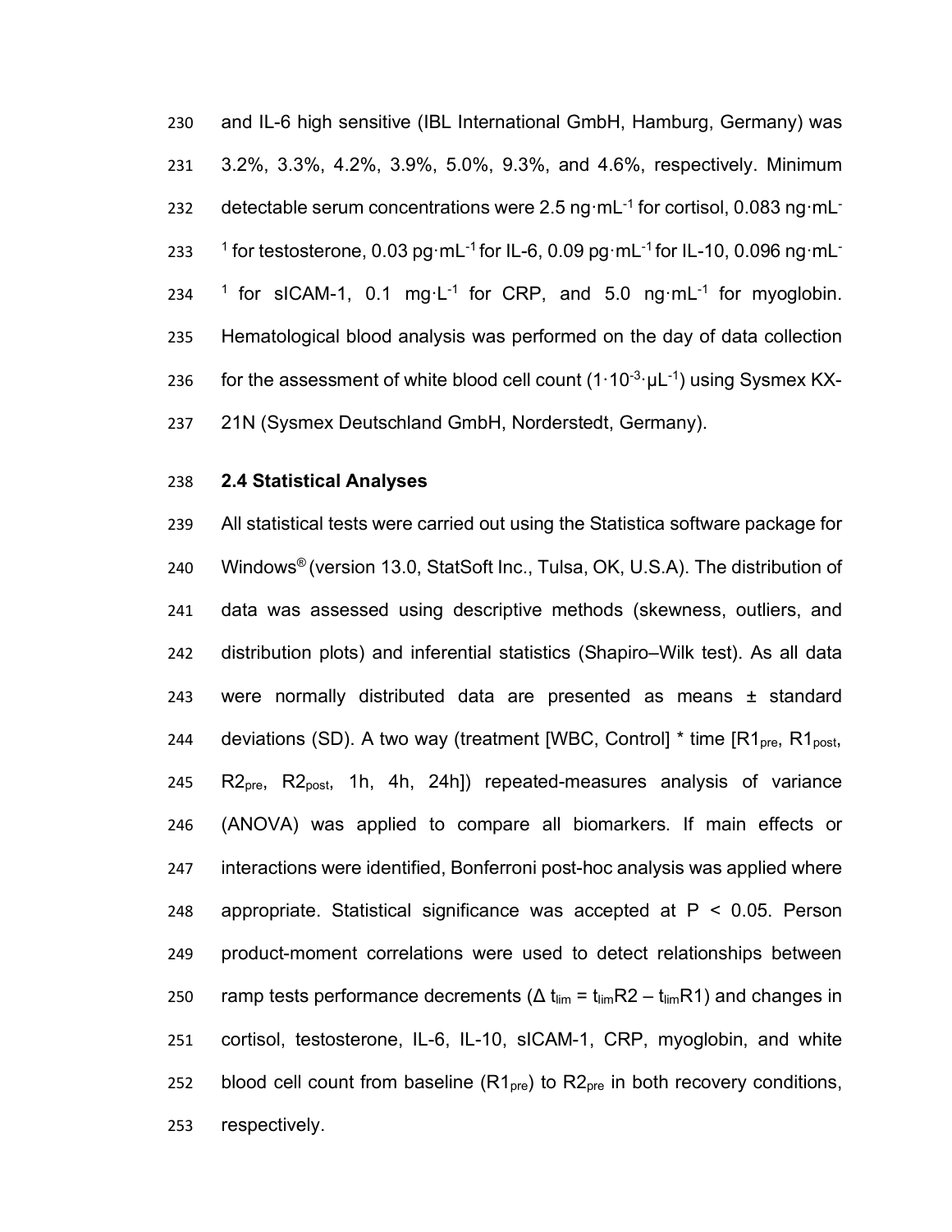and IL-6 high sensitive (IBL International GmbH, Hamburg, Germany) was 3.2%, 3.3%, 4.2%, 3.9%, 5.0%, 9.3%, and 4.6%, respectively. Minimum detectable serum concentrations were 2.5 $ng \cdot mL^{-1}$ for cortisol, 0.083 $ng \cdot mL^{-1}$ for testosterone, 0.03 $pg \cdot mL^{-1}$ for IL-6, 0.09 $pg \cdot mL^{-1}$ for IL-10, 0.096 $ng \cdot mL^{-1}$ for sICAM-1, 0.1 $mg \cdot L^{-1}$ for CRP, and 5.0 $ng \cdot mL^{-1}$ for myoglobin. Hematological blood analysis was performed on the day of data collection for the assessment of white blood cell count ($1 \cdot 10^{-3} \cdot \mu L^{-1}$) using Sysmex KX-21N (Sysmex Deutschland GmbH, Norderstedt, Germany).

## 2.4 Statistical Analyses

All statistical tests were carried out using the Statistica software package for Windows® (version 13.0, StatSoft Inc., Tulsa, OK, U.S.A). The distribution of data was assessed using descriptive methods (skewness, outliers, and distribution plots) and inferential statistics (Shapiro–Wilk test). As all data were normally distributed data are presented as means ± standard deviations (SD). A two way (treatment [WBC, Control] * time [$R1_{pre}$, $R1_{post}$, $R2_{pre}$, $R2_{post}$, 1h, 4h, 24h]) repeated-measures analysis of variance (ANOVA) was applied to compare all biomarkers. If main effects or interactions were identified, Bonferroni post-hoc analysis was applied where appropriate. Statistical significance was accepted at $P < 0.05$. Person product-moment correlations were used to detect relationships between ramp tests performance decrements ($\Delta\ t_{lim} = t_{lim}R2 - t_{lim}R1$) and changes in cortisol, testosterone, IL-6, IL-10, sICAM-1, CRP, myoglobin, and white blood cell count from baseline ($R1_{pre}$) to $R2_{pre}$ in both recovery conditions, respectively.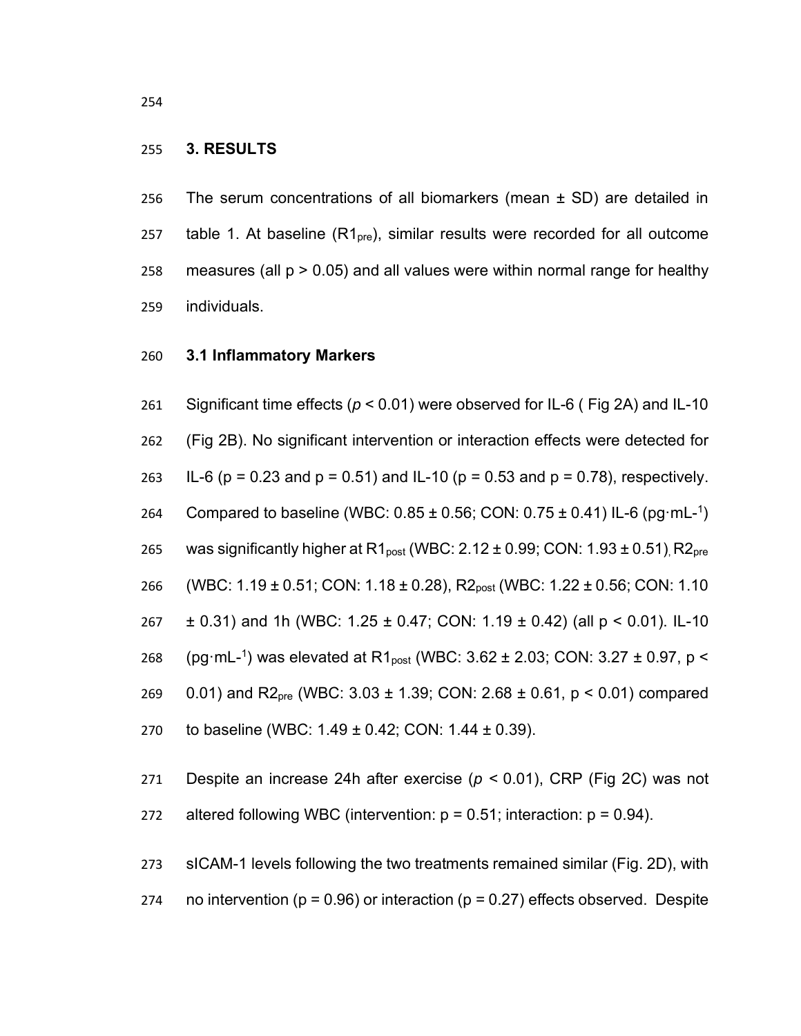## 3. RESULTS

The serum concentrations of all biomarkers (mean ± SD) are detailed in table 1. At baseline ($R1_{pre}$), similar results were recorded for all outcome measures (all $p > 0.05$) and all values were within normal range for healthy individuals.

### 3.1 Inflammatory Markers

Significant time effects ($p < 0.01$) were observed for IL-6 ( Fig 2A) and IL-10 (Fig 2B). No significant intervention or interaction effects were detected for IL-6 ($p = 0.23$ and $p = 0.51$) and IL-10 ($p = 0.53$ and $p = 0.78$), respectively. Compared to baseline (WBC: 0.85 ± 0.56; CON: 0.75 ± 0.41) IL-6 ($pg \cdot mL^{-1}$) was significantly higher at $R1_{post}$ (WBC: 2.12 ± 0.99; CON: 1.93 ± 0.51), $R2_{pre}$ (WBC: 1.19 ± 0.51; CON: 1.18 ± 0.28), $R2_{post}$ (WBC: 1.22 ± 0.56; CON: 1.10 ± 0.31) and 1h (WBC: 1.25 ± 0.47; CON: 1.19 ± 0.42) (all $p < 0.01$). IL-10 ($pg \cdot mL^{-1}$) was elevated at $R1_{post}$ (WBC: 3.62 ± 2.03; CON: 3.27 ± 0.97, $p < 0.01$) and $R2_{pre}$ (WBC: 3.03 ± 1.39; CON: 2.68 ± 0.61, $p < 0.01$) compared to baseline (WBC: 1.49 ± 0.42; CON: 1.44 ± 0.39).

Despite an increase 24h after exercise ($p < 0.01$), CRP (Fig 2C) was not altered following WBC (intervention: $p = 0.51$; interaction: $p = 0.94$).

sICAM-1 levels following the two treatments remained similar (Fig. 2D), with no intervention ($p = 0.96$) or interaction ($p = 0.27$) effects observed. Despite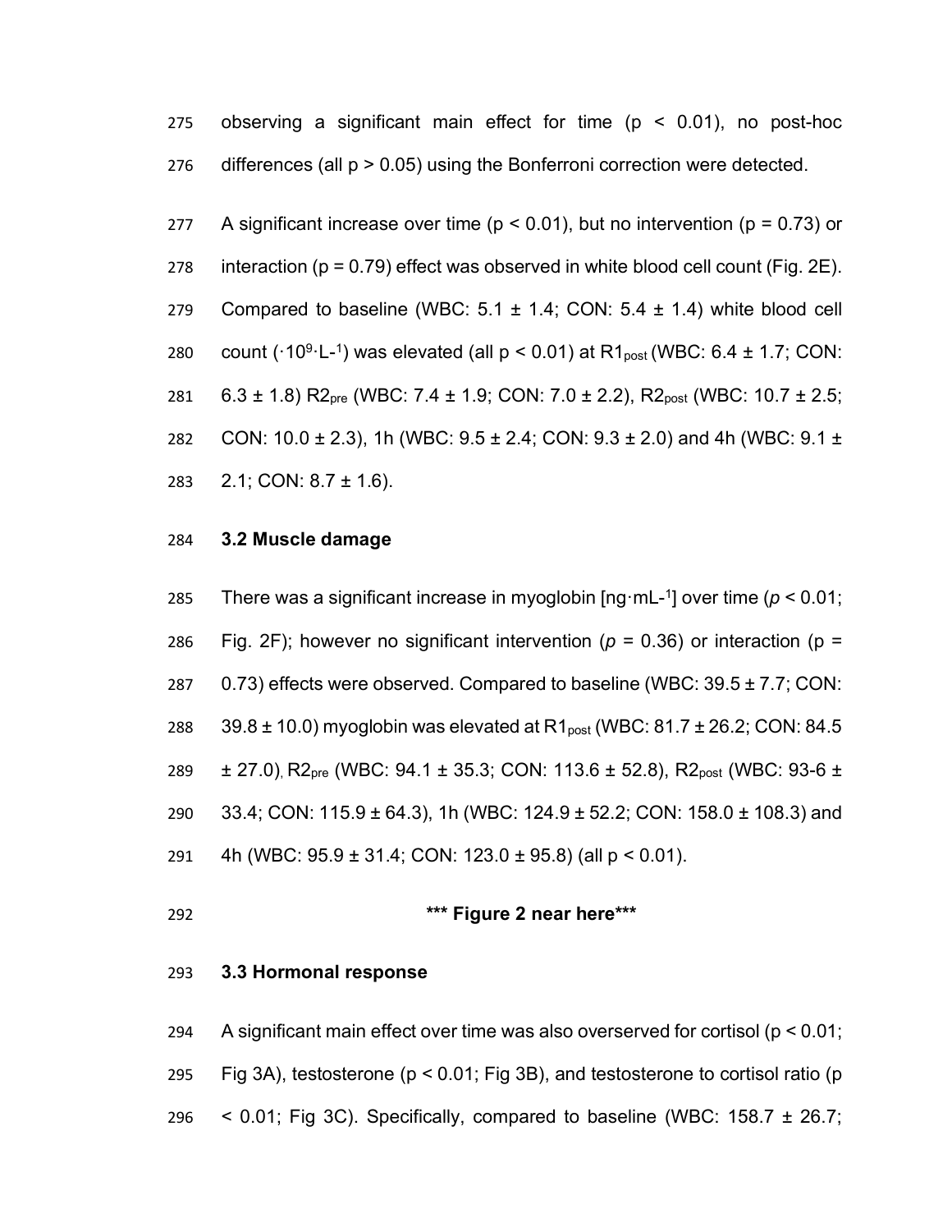observing a significant main effect for time ($p < 0.01$), no post-hoc differences (all $p > 0.05$) using the Bonferroni correction were detected.

A significant increase over time ($p < 0.01$), but no intervention ($p = 0.73$) or interaction ($p = 0.79$) effect was observed in white blood cell count (Fig. 2E). Compared to baseline (WBC: 5.1 ± 1.4; CON: 5.4 ± 1.4) white blood cell count ($\cdot 10^9 \cdot L^{-1}$) was elevated (all $p < 0.01$) at $R1_{post}$ (WBC: 6.4 ± 1.7; CON: 6.3 ± 1.8) $R2_{pre}$ (WBC: 7.4 ± 1.9; CON: 7.0 ± 2.2), $R2_{post}$ (WBC: 10.7 ± 2.5; CON: 10.0 ± 2.3), 1h (WBC: 9.5 ± 2.4; CON: 9.3 ± 2.0) and 4h (WBC: 9.1 ± 2.1; CON: 8.7 ± 1.6).

### 3.2 Muscle damage

There was a significant increase in myoglobin [$ng \cdot mL^{-1}$] over time ($p < 0.01$; Fig. 2F); however no significant intervention ($p = 0.36$) or interaction ($p = 0.73$) effects were observed. Compared to baseline (WBC: 39.5 ± 7.7; CON: 39.8 ± 10.0) myoglobin was elevated at $R1_{post}$ (WBC: 81.7 ± 26.2; CON: 84.5 ± 27.0), $R2_{pre}$ (WBC: 94.1 ± 35.3; CON: 113.6 ± 52.8), $R2_{post}$ (WBC: 93-6 ± 33.4; CON: 115.9 ± 64.3), 1h (WBC: 124.9 ± 52.2; CON: 158.0 ± 108.3) and 4h (WBC: 95.9 ± 31.4; CON: 123.0 ± 95.8) (all $p < 0.01$).

**\*\*\* Figure 2 near here\*\*\***

### 3.3 Hormonal response

A significant main effect over time was also overserved for cortisol ($p < 0.01$; Fig 3A), testosterone ($p < 0.01$; Fig 3B), and testosterone to cortisol ratio ($p < 0.01$; Fig 3C). Specifically, compared to baseline (WBC: 158.7 ± 26.7;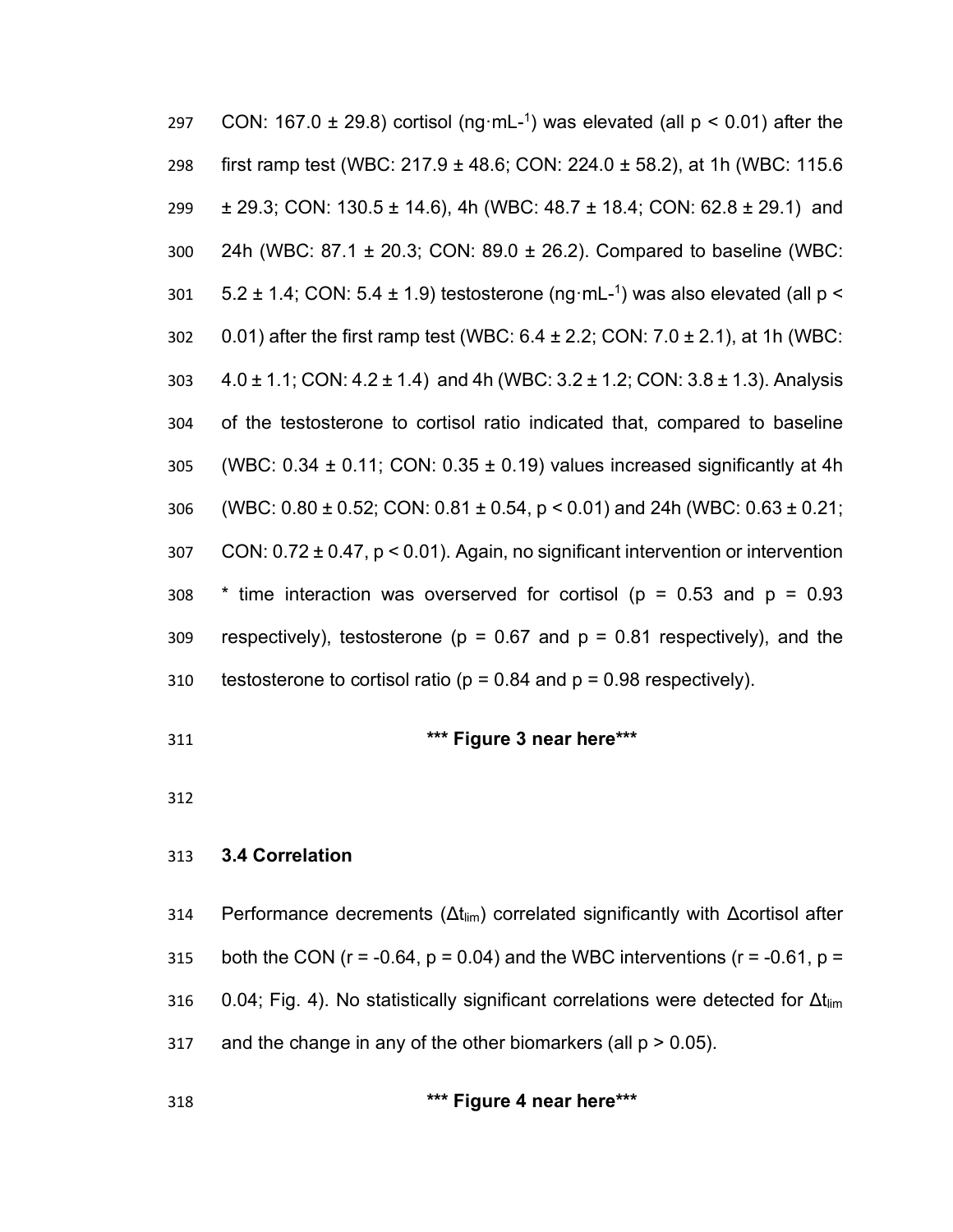CON: 167.0 ± 29.8) cortisol (ng·mL-1) was elevated (all $p < 0.01$) after the first ramp test (WBC: 217.9 ± 48.6; CON: 224.0 ± 58.2), at 1h (WBC: 115.6 ± 29.3; CON: 130.5 ± 14.6), 4h (WBC: 48.7 ± 18.4; CON: 62.8 ± 29.1) and 24h (WBC: 87.1 ± 20.3; CON: 89.0 ± 26.2). Compared to baseline (WBC: 5.2 ± 1.4; CON: 5.4 ± 1.9) testosterone (ng·mL-1) was also elevated (all $p < 0.01$) after the first ramp test (WBC: 6.4 ± 2.2; CON: 7.0 ± 2.1), at 1h (WBC: 4.0 ± 1.1; CON: 4.2 ± 1.4) and 4h (WBC: 3.2 ± 1.2; CON: 3.8 ± 1.3). Analysis of the testosterone to cortisol ratio indicated that, compared to baseline (WBC: 0.34 ± 0.11; CON: 0.35 ± 0.19) values increased significantly at 4h (WBC: 0.80 ± 0.52; CON: 0.81 ± 0.54, $p < 0.01$) and 24h (WBC: 0.63 ± 0.21; CON: 0.72 ± 0.47, $p < 0.01$). Again, no significant intervention or intervention * time interaction was overserved for cortisol ($p = 0.53$ and $p = 0.93$ respectively), testosterone ($p = 0.67$ and $p = 0.81$ respectively), and the testosterone to cortisol ratio ($p = 0.84$ and $p = 0.98$ respectively).

**\*\*\* Figure 3 near here\*\*\***

### 3.4 Correlation

Performance decrements ($\Delta t_{lim}$) correlated significantly with Δcortisol after both the CON ($r = -0.64$, $p = 0.04$) and the WBC interventions ($r = -0.61$, $p = 0.04$; Fig. 4). No statistically significant correlations were detected for $\Delta t_{lim}$ and the change in any of the other biomarkers (all $p > 0.05$).

**\*\*\* Figure 4 near here\*\*\***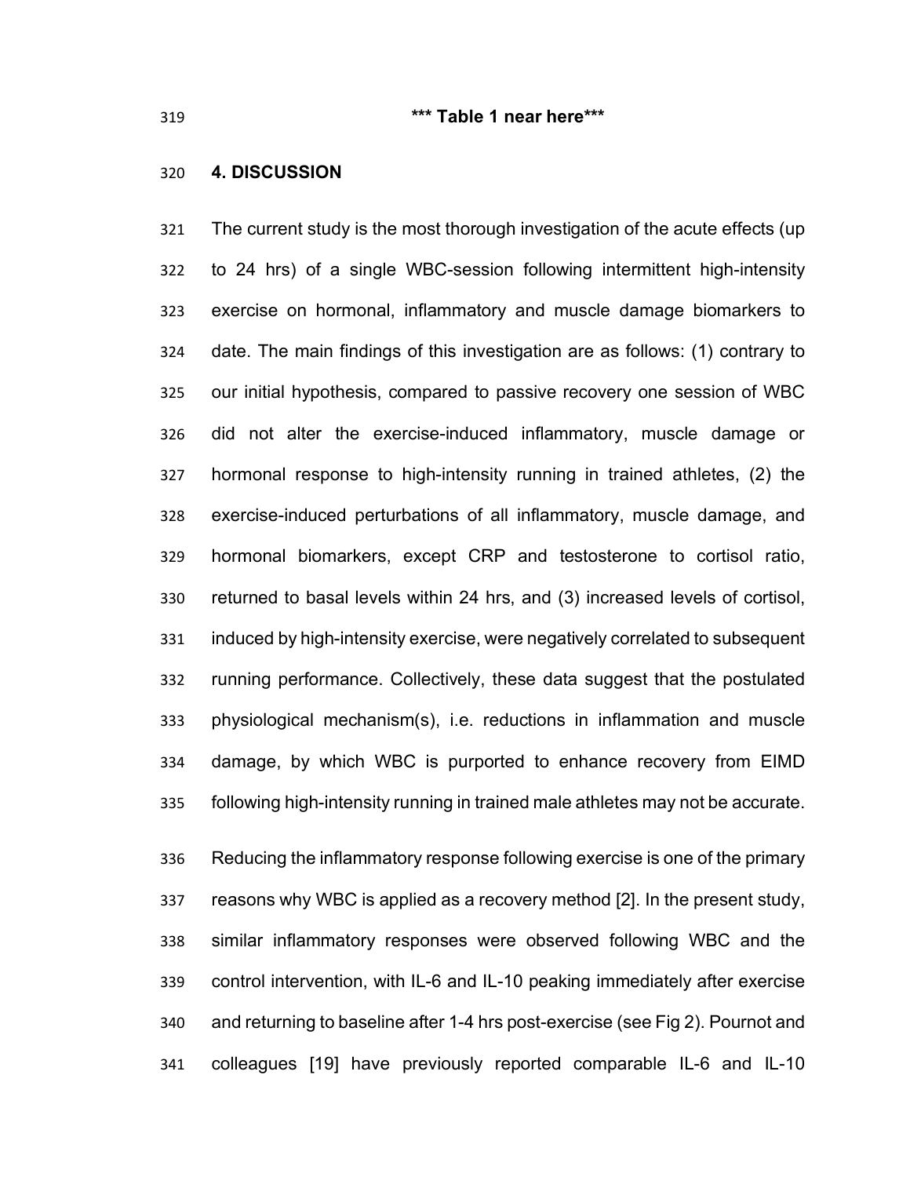*** Table 1 near here***

## 4. DISCUSSION

The current study is the most thorough investigation of the acute effects (up to 24 hrs) of a single WBC-session following intermittent high-intensity exercise on hormonal, inflammatory and muscle damage biomarkers to date. The main findings of this investigation are as follows: (1) contrary to our initial hypothesis, compared to passive recovery one session of WBC did not alter the exercise-induced inflammatory, muscle damage or hormonal response to high-intensity running in trained athletes, (2) the exercise-induced perturbations of all inflammatory, muscle damage, and hormonal biomarkers, except CRP and testosterone to cortisol ratio, returned to basal levels within 24 hrs, and (3) increased levels of cortisol, induced by high-intensity exercise, were negatively correlated to subsequent running performance. Collectively, these data suggest that the postulated physiological mechanism(s), i.e. reductions in inflammation and muscle damage, by which WBC is purported to enhance recovery from EIMD following high-intensity running in trained male athletes may not be accurate.

Reducing the inflammatory response following exercise is one of the primary reasons why WBC is applied as a recovery method [2]. In the present study, similar inflammatory responses were observed following WBC and the control intervention, with IL-6 and IL-10 peaking immediately after exercise and returning to baseline after 1-4 hrs post-exercise (see Fig 2). Pournot and colleagues [19] have previously reported comparable IL-6 and IL-10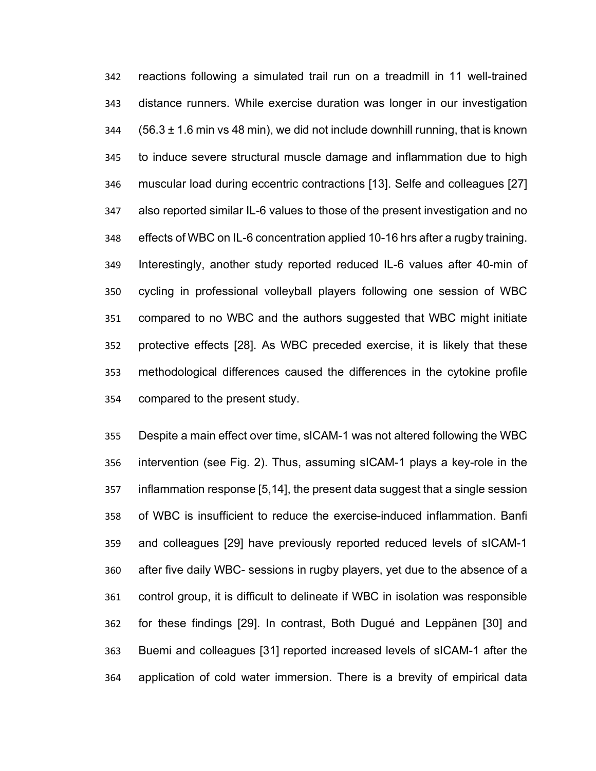reactions following a simulated trail run on a treadmill in 11 well-trained distance runners. While exercise duration was longer in our investigation (56.3 ± 1.6 min vs 48 min), we did not include downhill running, that is known to induce severe structural muscle damage and inflammation due to high muscular load during eccentric contractions [13]. Selfe and colleagues [27] also reported similar IL-6 values to those of the present investigation and no effects of WBC on IL-6 concentration applied 10-16 hrs after a rugby training. Interestingly, another study reported reduced IL-6 values after 40-min of cycling in professional volleyball players following one session of WBC compared to no WBC and the authors suggested that WBC might initiate protective effects [28]. As WBC preceded exercise, it is likely that these methodological differences caused the differences in the cytokine profile compared to the present study.

Despite a main effect over time, sICAM-1 was not altered following the WBC intervention (see Fig. 2). Thus, assuming sICAM-1 plays a key-role in the inflammation response [5,14], the present data suggest that a single session of WBC is insufficient to reduce the exercise-induced inflammation. Banfi and colleagues [29] have previously reported reduced levels of sICAM-1 after five daily WBC- sessions in rugby players, yet due to the absence of a control group, it is difficult to delineate if WBC in isolation was responsible for these findings [29]. In contrast, Both Dugué and Leppänen [30] and Buemi and colleagues [31] reported increased levels of sICAM-1 after the application of cold water immersion. There is a brevity of empirical data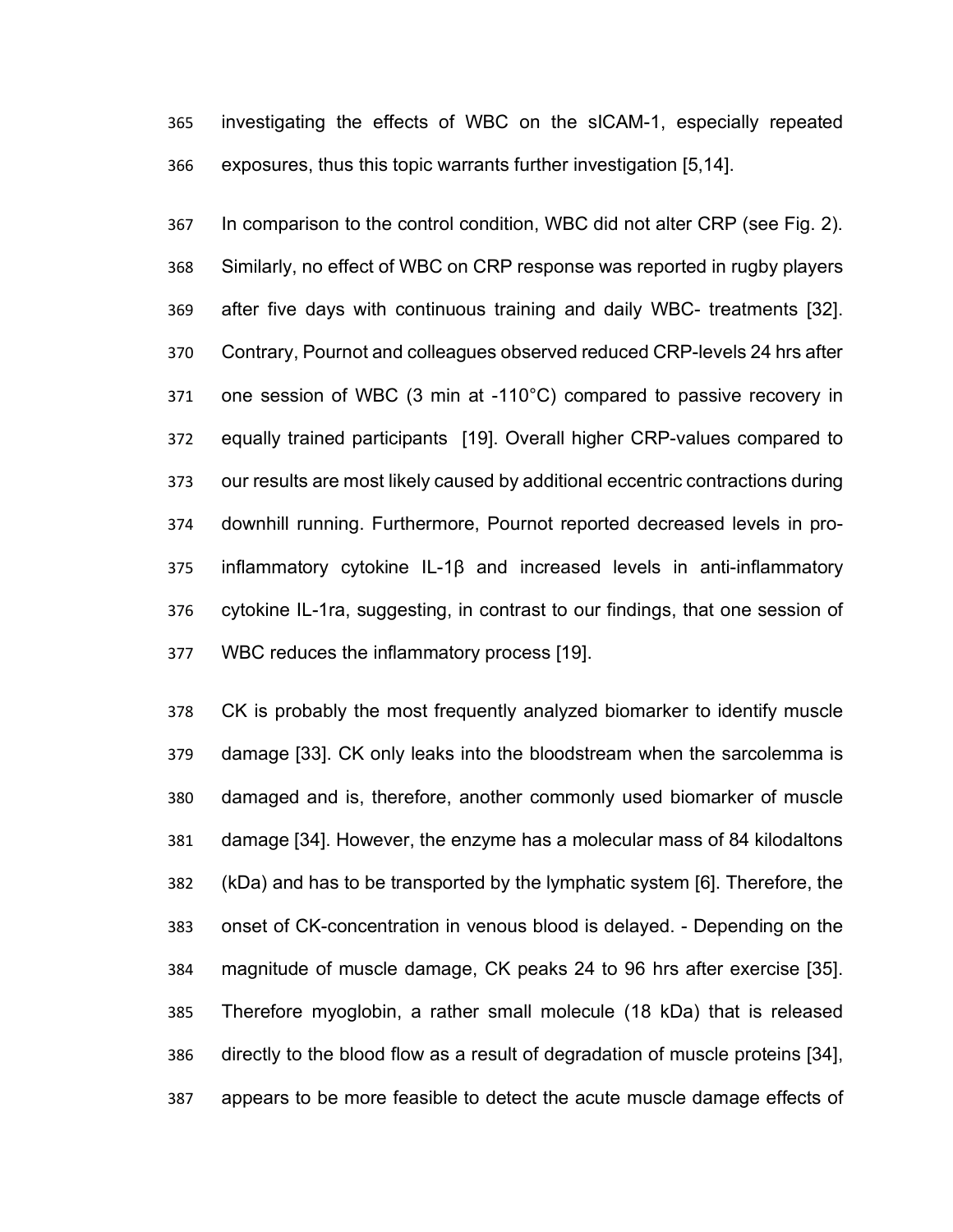investigating the effects of WBC on the sICAM-1, especially repeated exposures, thus this topic warrants further investigation [5,14].

In comparison to the control condition, WBC did not alter CRP (see Fig. 2). Similarly, no effect of WBC on CRP response was reported in rugby players after five days with continuous training and daily WBC- treatments [32]. Contrary, Pournot and colleagues observed reduced CRP-levels 24 hrs after one session of WBC (3 min at -110°C) compared to passive recovery in equally trained participants [19]. Overall higher CRP-values compared to our results are most likely caused by additional eccentric contractions during downhill running. Furthermore, Pournot reported decreased levels in pro-inflammatory cytokine IL-1β and increased levels in anti-inflammatory cytokine IL-1ra, suggesting, in contrast to our findings, that one session of WBC reduces the inflammatory process [19].

CK is probably the most frequently analyzed biomarker to identify muscle damage [33]. CK only leaks into the bloodstream when the sarcolemma is damaged and is, therefore, another commonly used biomarker of muscle damage [34]. However, the enzyme has a molecular mass of 84 kilodaltons (kDa) and has to be transported by the lymphatic system [6]. Therefore, the onset of CK-concentration in venous blood is delayed. - Depending on the magnitude of muscle damage, CK peaks 24 to 96 hrs after exercise [35]. Therefore myoglobin, a rather small molecule (18 kDa) that is released directly to the blood flow as a result of degradation of muscle proteins [34], appears to be more feasible to detect the acute muscle damage effects of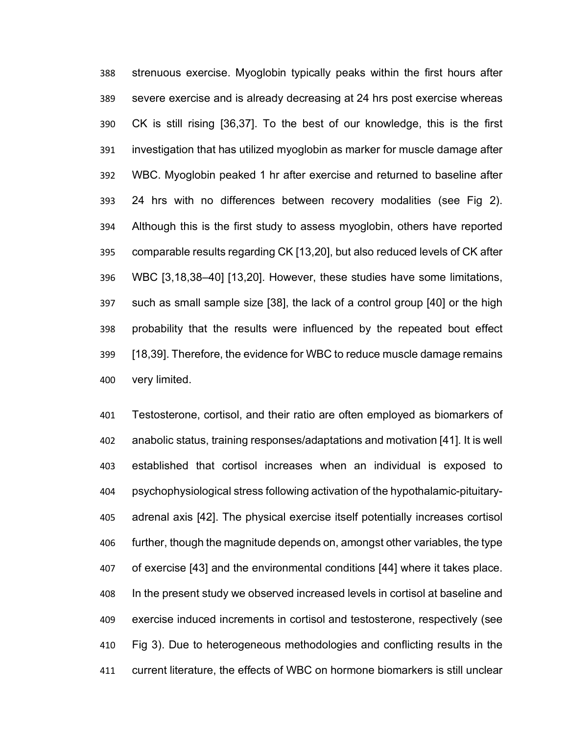strenuous exercise. Myoglobin typically peaks within the first hours after severe exercise and is already decreasing at 24 hrs post exercise whereas CK is still rising [36,37]. To the best of our knowledge, this is the first investigation that has utilized myoglobin as marker for muscle damage after WBC. Myoglobin peaked 1 hr after exercise and returned to baseline after 24 hrs with no differences between recovery modalities (see Fig 2). Although this is the first study to assess myoglobin, others have reported comparable results regarding CK [13,20], but also reduced levels of CK after WBC [3,18,38–40] [13,20]. However, these studies have some limitations, such as small sample size [38], the lack of a control group [40] or the high probability that the results were influenced by the repeated bout effect [18,39]. Therefore, the evidence for WBC to reduce muscle damage remains very limited.

Testosterone, cortisol, and their ratio are often employed as biomarkers of anabolic status, training responses/adaptations and motivation [41]. It is well established that cortisol increases when an individual is exposed to psychophysiological stress following activation of the hypothalamic-pituitary-adrenal axis [42]. The physical exercise itself potentially increases cortisol further, though the magnitude depends on, amongst other variables, the type of exercise [43] and the environmental conditions [44] where it takes place. In the present study we observed increased levels in cortisol at baseline and exercise induced increments in cortisol and testosterone, respectively (see Fig 3). Due to heterogeneous methodologies and conflicting results in the current literature, the effects of WBC on hormone biomarkers is still unclear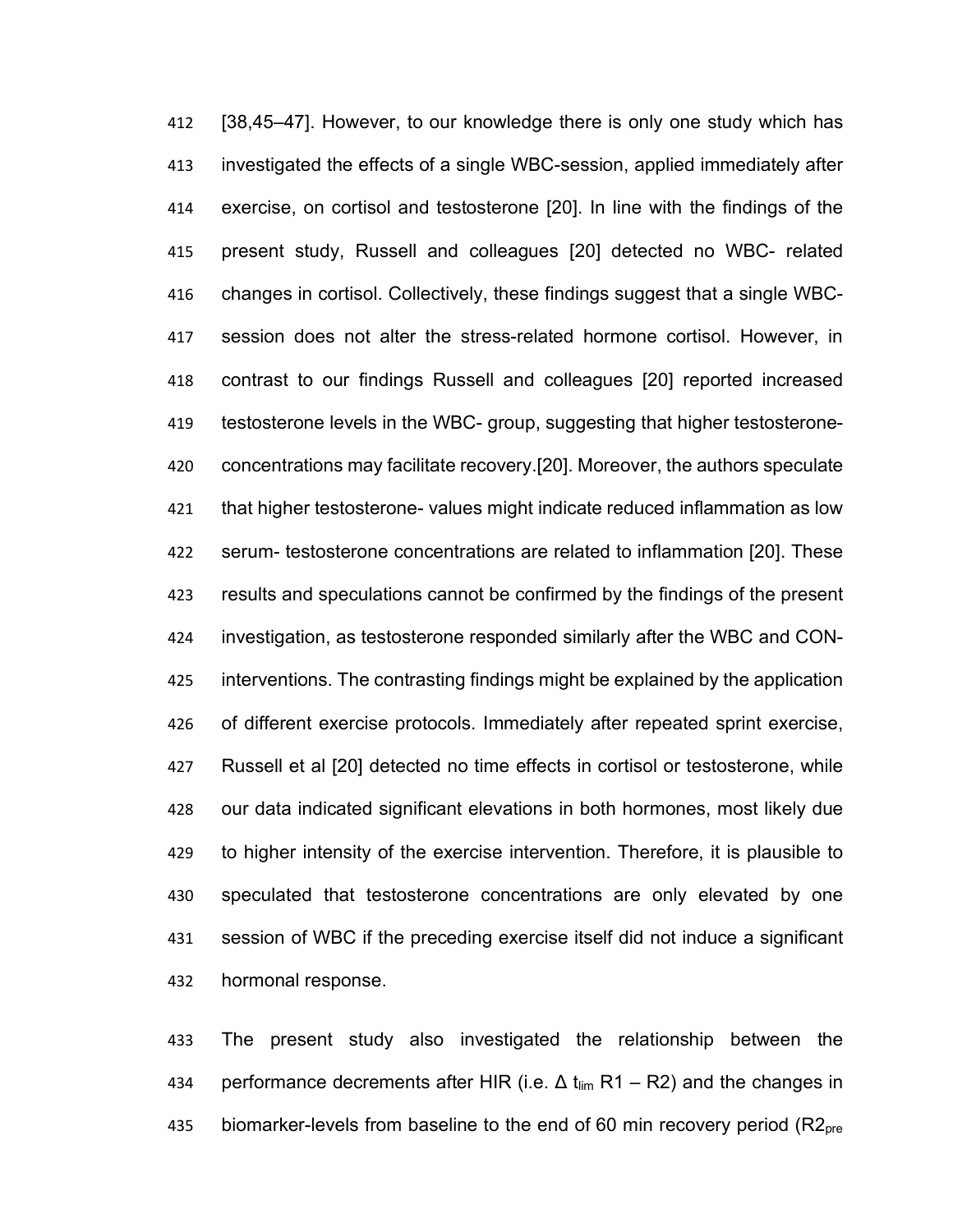[38,45–47]. However, to our knowledge there is only one study which has investigated the effects of a single WBC-session, applied immediately after exercise, on cortisol and testosterone [20]. In line with the findings of the present study, Russell and colleagues [20] detected no WBC- related changes in cortisol. Collectively, these findings suggest that a single WBC-session does not alter the stress-related hormone cortisol. However, in contrast to our findings Russell and colleagues [20] reported increased testosterone levels in the WBC- group, suggesting that higher testosterone-concentrations may facilitate recovery.[20]. Moreover, the authors speculate that higher testosterone- values might indicate reduced inflammation as low serum- testosterone concentrations are related to inflammation [20]. These results and speculations cannot be confirmed by the findings of the present investigation, as testosterone responded similarly after the WBC and CON-interventions. The contrasting findings might be explained by the application of different exercise protocols. Immediately after repeated sprint exercise, Russell et al [20] detected no time effects in cortisol or testosterone, while our data indicated significant elevations in both hormones, most likely due to higher intensity of the exercise intervention. Therefore, it is plausible to speculated that testosterone concentrations are only elevated by one session of WBC if the preceding exercise itself did not induce a significant hormonal response.

The present study also investigated the relationship between the performance decrements after HIR (i.e. $\Delta$ $t_{lim}$ R1 – R2) and the changes in biomarker-levels from baseline to the end of 60 min recovery period ($R2_{pre}$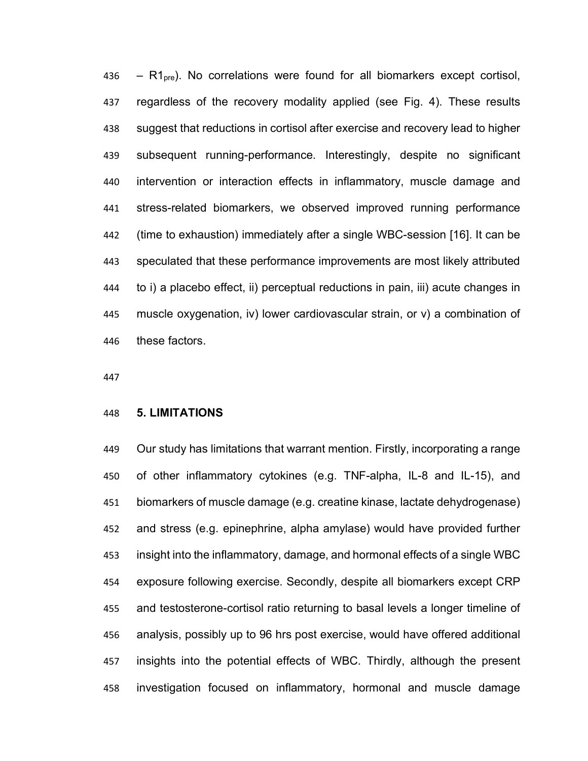– $R1_{pre}$). No correlations were found for all biomarkers except cortisol, regardless of the recovery modality applied (see Fig. 4). These results suggest that reductions in cortisol after exercise and recovery lead to higher subsequent running-performance. Interestingly, despite no significant intervention or interaction effects in inflammatory, muscle damage and stress-related biomarkers, we observed improved running performance (time to exhaustion) immediately after a single WBC-session [16]. It can be speculated that these performance improvements are most likely attributed to i) a placebo effect, ii) perceptual reductions in pain, iii) acute changes in muscle oxygenation, iv) lower cardiovascular strain, or v) a combination of these factors.

## 5. LIMITATIONS

Our study has limitations that warrant mention. Firstly, incorporating a range of other inflammatory cytokines (e.g. TNF-alpha, IL-8 and IL-15), and biomarkers of muscle damage (e.g. creatine kinase, lactate dehydrogenase) and stress (e.g. epinephrine, alpha amylase) would have provided further insight into the inflammatory, damage, and hormonal effects of a single WBC exposure following exercise. Secondly, despite all biomarkers except CRP and testosterone-cortisol ratio returning to basal levels a longer timeline of analysis, possibly up to 96 hrs post exercise, would have offered additional insights into the potential effects of WBC. Thirdly, although the present investigation focused on inflammatory, hormonal and muscle damage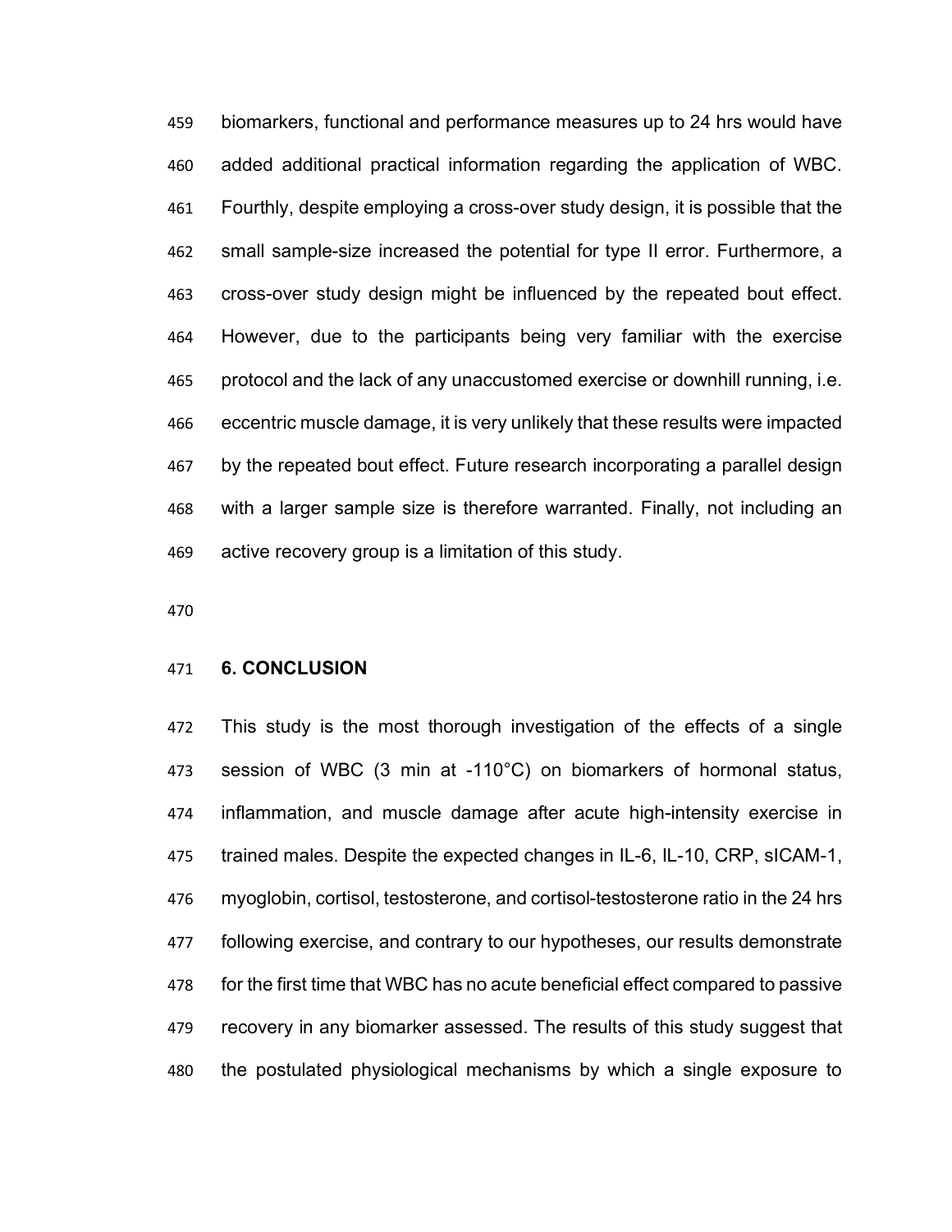biomarkers, functional and performance measures up to 24 hrs would have added additional practical information regarding the application of WBC. Fourthly, despite employing a cross-over study design, it is possible that the small sample-size increased the potential for type II error. Furthermore, a cross-over study design might be influenced by the repeated bout effect. However, due to the participants being very familiar with the exercise protocol and the lack of any unaccustomed exercise or downhill running, i.e. eccentric muscle damage, it is very unlikely that these results were impacted by the repeated bout effect. Future research incorporating a parallel design with a larger sample size is therefore warranted. Finally, not including an active recovery group is a limitation of this study.

## 6. CONCLUSION

This study is the most thorough investigation of the effects of a single session of WBC (3 min at -110°C) on biomarkers of hormonal status, inflammation, and muscle damage after acute high-intensity exercise in trained males. Despite the expected changes in IL-6, IL-10, CRP, sICAM-1, myoglobin, cortisol, testosterone, and cortisol-testosterone ratio in the 24 hrs following exercise, and contrary to our hypotheses, our results demonstrate for the first time that WBC has no acute beneficial effect compared to passive recovery in any biomarker assessed. The results of this study suggest that the postulated physiological mechanisms by which a single exposure to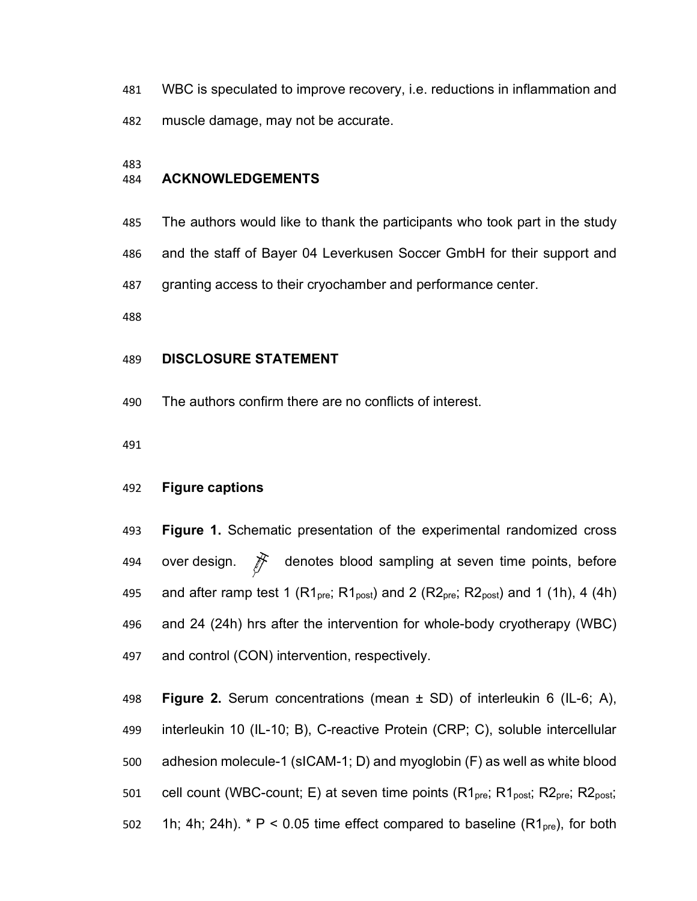WBC is speculated to improve recovery, i.e. reductions in inflammation and muscle damage, may not be accurate.

## ACKNOWLEDGEMENTS

The authors would like to thank the participants who took part in the study and the staff of Bayer 04 Leverkusen Soccer GmbH for their support and granting access to their cryochamber and performance center.

## DISCLOSURE STATEMENT

The authors confirm there are no conflicts of interest.

## Figure captions

**Figure 1.** Schematic presentation of the experimental randomized cross over design. denotes blood sampling at seven time points, before and after ramp test 1 ($R1_{pre}$; $R1_{post}$) and 2 ($R2_{pre}$; $R2_{post}$) and 1 (1h), 4 (4h) and 24 (24h) hrs after the intervention for whole-body cryotherapy (WBC) and control (CON) intervention, respectively.

**Figure 2.** Serum concentrations (mean ± SD) of interleukin 6 (IL-6; A), interleukin 10 (IL-10; B), C-reactive Protein (CRP; C), soluble intercellular adhesion molecule-1 (sICAM-1; D) and myoglobin (F) as well as white blood cell count (WBC-count; E) at seven time points ($R1_{pre}$; $R1_{post}$; $R2_{pre}$; $R2_{post}$; 1h; 4h; 24h). * $P < 0.05$ time effect compared to baseline ($R1_{pre}$), for both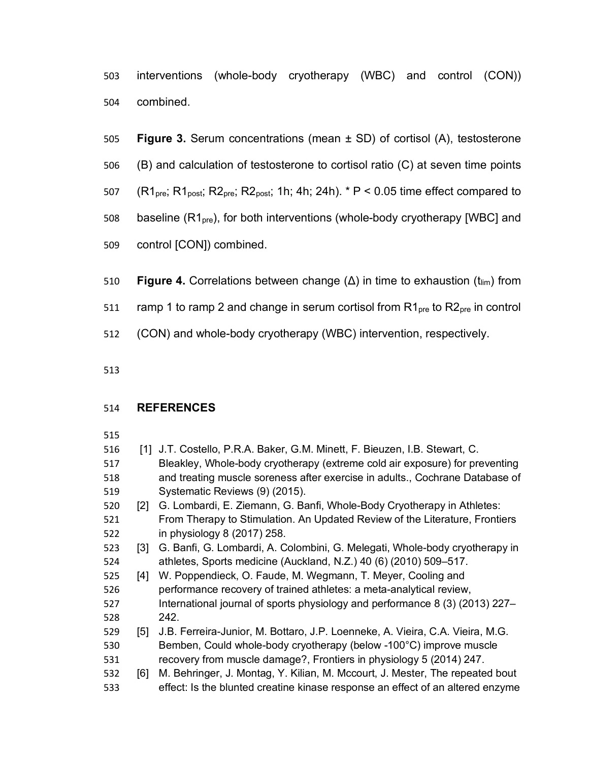interventions (whole-body cryotherapy (WBC) and control (CON)) combined.

**Figure 3.** Serum concentrations (mean ± SD) of cortisol (A), testosterone (B) and calculation of testosterone to cortisol ratio (C) at seven time points ($R1_{pre}$; $R1_{post}$; $R2_{pre}$; $R2_{post}$; 1h; 4h; 24h). * $P < 0.05$ time effect compared to baseline ($R1_{pre}$), for both interventions (whole-body cryotherapy [WBC] and control [CON]) combined.

**Figure 4.** Correlations between change (Δ) in time to exhaustion ($t_{lim}$) from ramp 1 to ramp 2 and change in serum cortisol from $R1_{pre}$ to $R2_{pre}$ in control (CON) and whole-body cryotherapy (WBC) intervention, respectively.

## REFERENCES

[1] J.T. Costello, P.R.A. Baker, G.M. Minett, F. Bieuzen, I.B. Stewart, C. Bleakley, Whole-body cryotherapy (extreme cold air exposure) for preventing and treating muscle soreness after exercise in adults., Cochrane Database of Systematic Reviews (9) (2015).

[2] G. Lombardi, E. Ziemann, G. Banfi, Whole-Body Cryotherapy in Athletes: From Therapy to Stimulation. An Updated Review of the Literature, Frontiers in physiology 8 (2017) 258.

[3] G. Banfi, G. Lombardi, A. Colombini, G. Melegati, Whole-body cryotherapy in athletes, Sports medicine (Auckland, N.Z.) 40 (6) (2010) 509–517.

[4] W. Poppendieck, O. Faude, M. Wegmann, T. Meyer, Cooling and performance recovery of trained athletes: a meta-analytical review, International journal of sports physiology and performance 8 (3) (2013) 227–242.

[5] J.B. Ferreira-Junior, M. Bottaro, J.P. Loenneke, A. Vieira, C.A. Vieira, M.G. Bemben, Could whole-body cryotherapy (below -100°C) improve muscle recovery from muscle damage?, Frontiers in physiology 5 (2014) 247.

[6] M. Behringer, J. Montag, Y. Kilian, M. Mccourt, J. Mester, The repeated bout effect: Is the blunted creatine kinase response an effect of an altered enzyme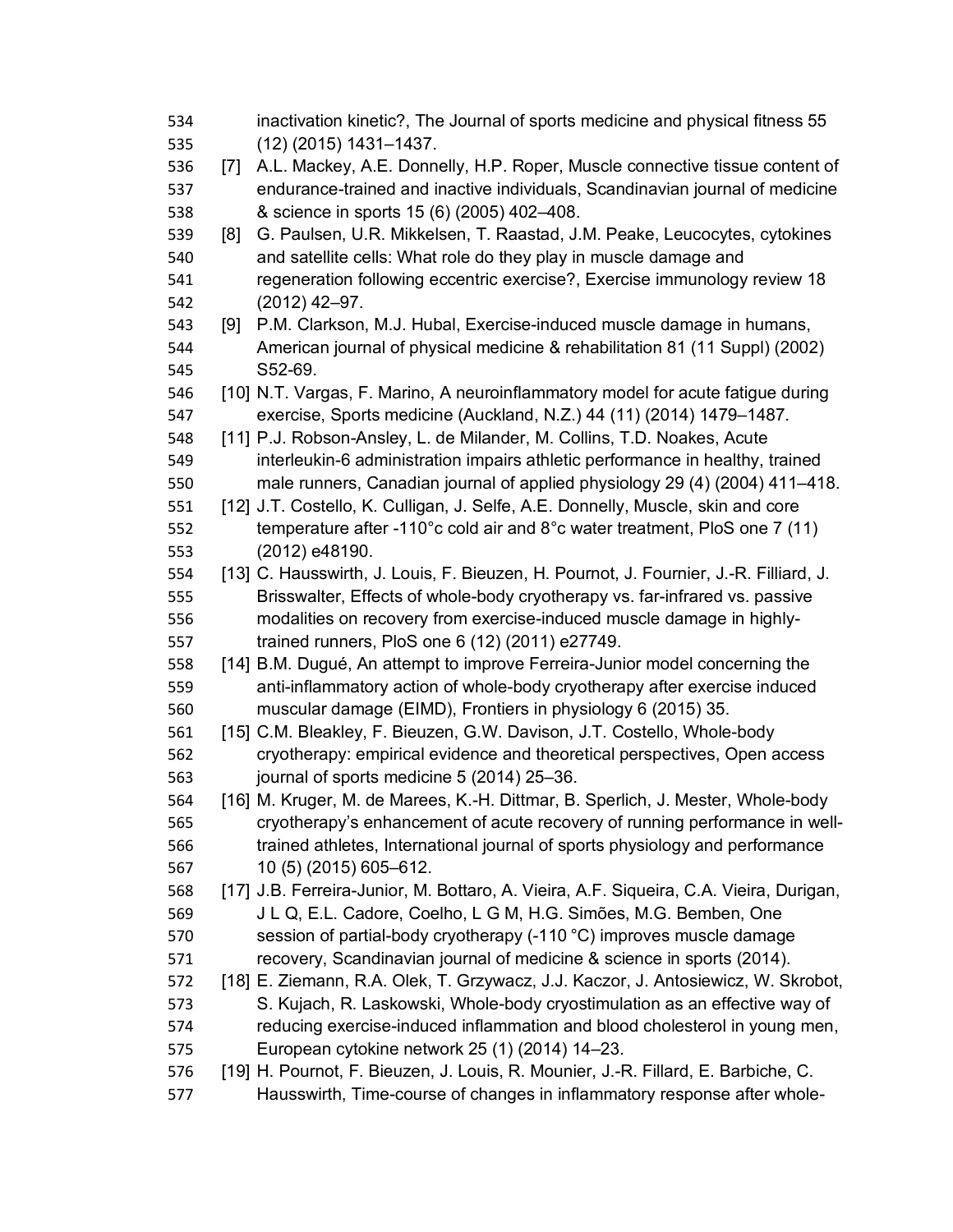inactivation kinetic?, The Journal of sports medicine and physical fitness 55 (12) (2015) 1431–1437.

[7] A.L. Mackey, A.E. Donnelly, H.P. Roper, Muscle connective tissue content of endurance-trained and inactive individuals, Scandinavian journal of medicine & science in sports 15 (6) (2005) 402–408.

[8] G. Paulsen, U.R. Mikkelsen, T. Raastad, J.M. Peake, Leucocytes, cytokines and satellite cells: What role do they play in muscle damage and regeneration following eccentric exercise?, Exercise immunology review 18 (2012) 42–97.

[9] P.M. Clarkson, M.J. Hubal, Exercise-induced muscle damage in humans, American journal of physical medicine & rehabilitation 81 (11 Suppl) (2002) S52-69.

[10] N.T. Vargas, F. Marino, A neuroinflammatory model for acute fatigue during exercise, Sports medicine (Auckland, N.Z.) 44 (11) (2014) 1479–1487.

[11] P.J. Robson-Ansley, L. de Milander, M. Collins, T.D. Noakes, Acute interleukin-6 administration impairs athletic performance in healthy, trained male runners, Canadian journal of applied physiology 29 (4) (2004) 411–418.

[12] J.T. Costello, K. Culligan, J. Selfe, A.E. Donnelly, Muscle, skin and core temperature after -110°c cold air and 8°c water treatment, PloS one 7 (11) (2012) e48190.

[13] C. Hausswirth, J. Louis, F. Bieuzen, H. Pournot, J. Fournier, J.-R. Filliard, J. Brisswalter, Effects of whole-body cryotherapy vs. far-infrared vs. passive modalities on recovery from exercise-induced muscle damage in highly-trained runners, PloS one 6 (12) (2011) e27749.

[14] B.M. Dugué, An attempt to improve Ferreira-Junior model concerning the anti-inflammatory action of whole-body cryotherapy after exercise induced muscular damage (EIMD), Frontiers in physiology 6 (2015) 35.

[15] C.M. Bleakley, F. Bieuzen, G.W. Davison, J.T. Costello, Whole-body cryotherapy: empirical evidence and theoretical perspectives, Open access journal of sports medicine 5 (2014) 25–36.

[16] M. Kruger, M. de Marees, K.-H. Dittmar, B. Sperlich, J. Mester, Whole-body cryotherapy's enhancement of acute recovery of running performance in well-trained athletes, International journal of sports physiology and performance 10 (5) (2015) 605–612.

[17] J.B. Ferreira-Junior, M. Bottaro, A. Vieira, A.F. Siqueira, C.A. Vieira, Durigan, J L Q, E.L. Cadore, Coelho, L G M, H.G. Simões, M.G. Bemben, One session of partial-body cryotherapy (-110 °C) improves muscle damage recovery, Scandinavian journal of medicine & science in sports (2014).

[18] E. Ziemann, R.A. Olek, T. Grzywacz, J.J. Kaczor, J. Antosiewicz, W. Skrobot, S. Kujach, R. Laskowski, Whole-body cryostimulation as an effective way of reducing exercise-induced inflammation and blood cholesterol in young men, European cytokine network 25 (1) (2014) 14–23.

[19] H. Pournot, F. Bieuzen, J. Louis, R. Mounier, J.-R. Fillard, E. Barbiche, C. Hausswirth, Time-course of changes in inflammatory response after whole-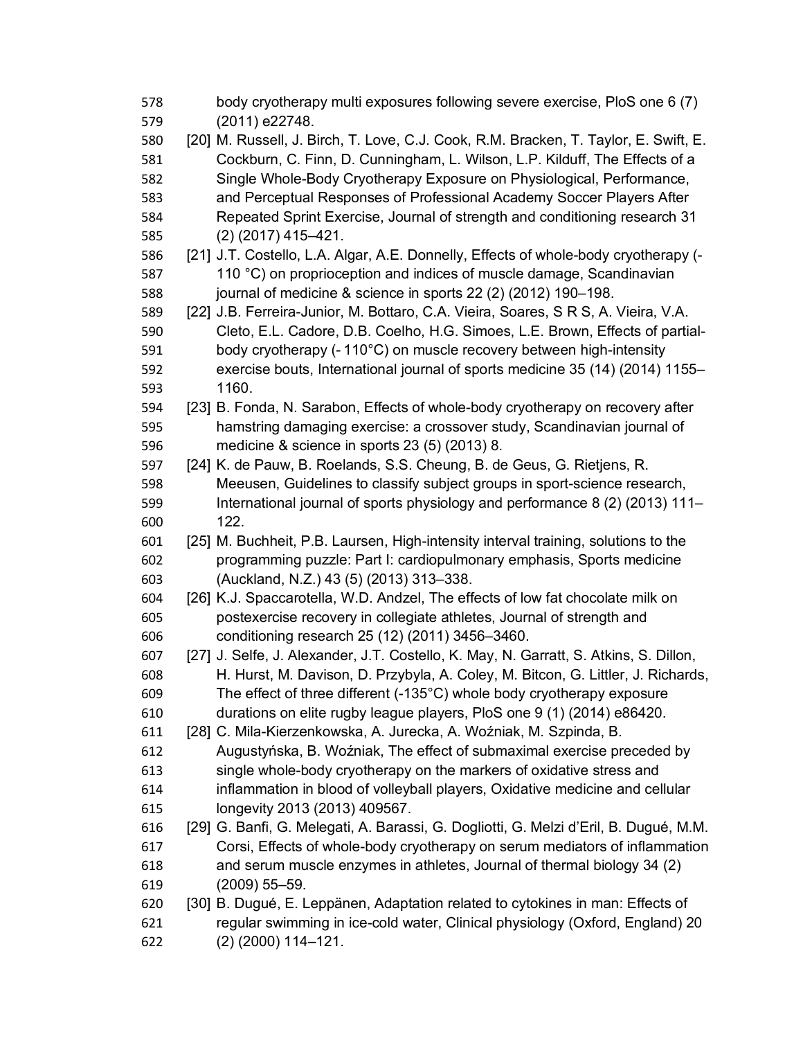body cryotherapy multi exposures following severe exercise, PloS one 6 (7) (2011) e22748.

[20] M. Russell, J. Birch, T. Love, C.J. Cook, R.M. Bracken, T. Taylor, E. Swift, E. Cockburn, C. Finn, D. Cunningham, L. Wilson, L.P. Kilduff, The Effects of a Single Whole-Body Cryotherapy Exposure on Physiological, Performance, and Perceptual Responses of Professional Academy Soccer Players After Repeated Sprint Exercise, Journal of strength and conditioning research 31 (2) (2017) 415–421.

[21] J.T. Costello, L.A. Algar, A.E. Donnelly, Effects of whole-body cryotherapy (-110 °C) on proprioception and indices of muscle damage, Scandinavian journal of medicine & science in sports 22 (2) (2012) 190–198.

[22] J.B. Ferreira-Junior, M. Bottaro, C.A. Vieira, Soares, S R S, A. Vieira, V.A. Cleto, E.L. Cadore, D.B. Coelho, H.G. Simoes, L.E. Brown, Effects of partial-body cryotherapy (- 110°C) on muscle recovery between high-intensity exercise bouts, International journal of sports medicine 35 (14) (2014) 1155–1160.

[23] B. Fonda, N. Sarabon, Effects of whole-body cryotherapy on recovery after hamstring damaging exercise: a crossover study, Scandinavian journal of medicine & science in sports 23 (5) (2013) 8.

[24] K. de Pauw, B. Roelands, S.S. Cheung, B. de Geus, G. Rietjens, R. Meeusen, Guidelines to classify subject groups in sport-science research, International journal of sports physiology and performance 8 (2) (2013) 111–122.

[25] M. Buchheit, P.B. Laursen, High-intensity interval training, solutions to the programming puzzle: Part I: cardiopulmonary emphasis, Sports medicine (Auckland, N.Z.) 43 (5) (2013) 313–338.

[26] K.J. Spaccarotella, W.D. Andzel, The effects of low fat chocolate milk on postexercise recovery in collegiate athletes, Journal of strength and conditioning research 25 (12) (2011) 3456–3460.

[27] J. Selfe, J. Alexander, J.T. Costello, K. May, N. Garratt, S. Atkins, S. Dillon, H. Hurst, M. Davison, D. Przybyla, A. Coley, M. Bitcon, G. Littler, J. Richards, The effect of three different (-135°C) whole body cryotherapy exposure durations on elite rugby league players, PloS one 9 (1) (2014) e86420.

[28] C. Mila-Kierzenkowska, A. Jurecka, A. Woźniak, M. Szpinda, B. Augustyńska, B. Woźniak, The effect of submaximal exercise preceded by single whole-body cryotherapy on the markers of oxidative stress and inflammation in blood of volleyball players, Oxidative medicine and cellular longevity 2013 (2013) 409567.

[29] G. Banfi, G. Melegati, A. Barassi, G. Dogliotti, G. Melzi d'Eril, B. Dugué, M.M. Corsi, Effects of whole-body cryotherapy on serum mediators of inflammation and serum muscle enzymes in athletes, Journal of thermal biology 34 (2) (2009) 55–59.

[30] B. Dugué, E. Leppänen, Adaptation related to cytokines in man: Effects of regular swimming in ice-cold water, Clinical physiology (Oxford, England) 20 (2) (2000) 114–121.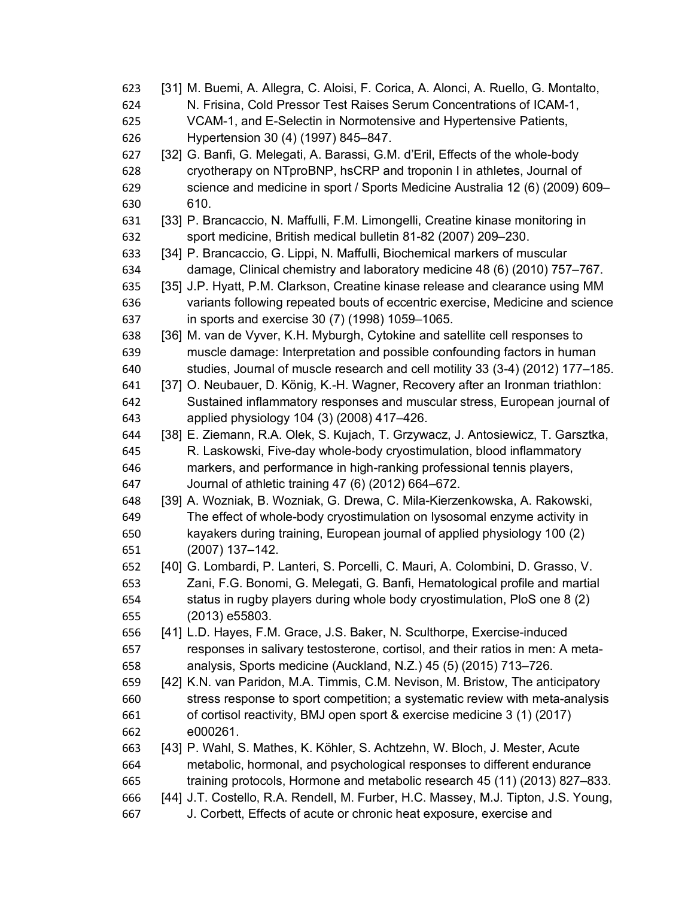[31] M. Buemi, A. Allegra, C. Aloisi, F. Corica, A. Alonci, A. Ruello, G. Montalto, N. Frisina, Cold Pressor Test Raises Serum Concentrations of ICAM-1, VCAM-1, and E-Selectin in Normotensive and Hypertensive Patients, Hypertension 30 (4) (1997) 845–847.

[32] G. Banfi, G. Melegati, A. Barassi, G.M. d'Eril, Effects of the whole-body cryotherapy on NTproBNP, hsCRP and troponin I in athletes, Journal of science and medicine in sport / Sports Medicine Australia 12 (6) (2009) 609–610.

[33] P. Brancaccio, N. Maffulli, F.M. Limongelli, Creatine kinase monitoring in sport medicine, British medical bulletin 81-82 (2007) 209–230.

[34] P. Brancaccio, G. Lippi, N. Maffulli, Biochemical markers of muscular damage, Clinical chemistry and laboratory medicine 48 (6) (2010) 757–767.

[35] J.P. Hyatt, P.M. Clarkson, Creatine kinase release and clearance using MM variants following repeated bouts of eccentric exercise, Medicine and science in sports and exercise 30 (7) (1998) 1059–1065.

[36] M. van de Vyver, K.H. Myburgh, Cytokine and satellite cell responses to muscle damage: Interpretation and possible confounding factors in human studies, Journal of muscle research and cell motility 33 (3-4) (2012) 177–185.

[37] O. Neubauer, D. König, K.-H. Wagner, Recovery after an Ironman triathlon: Sustained inflammatory responses and muscular stress, European journal of applied physiology 104 (3) (2008) 417–426.

[38] E. Ziemann, R.A. Olek, S. Kujach, T. Grzywacz, J. Antosiewicz, T. Garsztka, R. Laskowski, Five-day whole-body cryostimulation, blood inflammatory markers, and performance in high-ranking professional tennis players, Journal of athletic training 47 (6) (2012) 664–672.

[39] A. Wozniak, B. Wozniak, G. Drewa, C. Mila-Kierzenkowska, A. Rakowski, The effect of whole-body cryostimulation on lysosomal enzyme activity in kayakers during training, European journal of applied physiology 100 (2) (2007) 137–142.

[40] G. Lombardi, P. Lanteri, S. Porcelli, C. Mauri, A. Colombini, D. Grasso, V. Zani, F.G. Bonomi, G. Melegati, G. Banfi, Hematological profile and martial status in rugby players during whole body cryostimulation, PloS one 8 (2) (2013) e55803.

[41] L.D. Hayes, F.M. Grace, J.S. Baker, N. Sculthorpe, Exercise-induced responses in salivary testosterone, cortisol, and their ratios in men: A meta-analysis, Sports medicine (Auckland, N.Z.) 45 (5) (2015) 713–726.

[42] K.N. van Paridon, M.A. Timmis, C.M. Nevison, M. Bristow, The anticipatory stress response to sport competition; a systematic review with meta-analysis of cortisol reactivity, BMJ open sport & exercise medicine 3 (1) (2017) e000261.

[43] P. Wahl, S. Mathes, K. Köhler, S. Achtzehn, W. Bloch, J. Mester, Acute metabolic, hormonal, and psychological responses to different endurance training protocols, Hormone and metabolic research 45 (11) (2013) 827–833.

[44] J.T. Costello, R.A. Rendell, M. Furber, H.C. Massey, M.J. Tipton, J.S. Young, J. Corbett, Effects of acute or chronic heat exposure, exercise and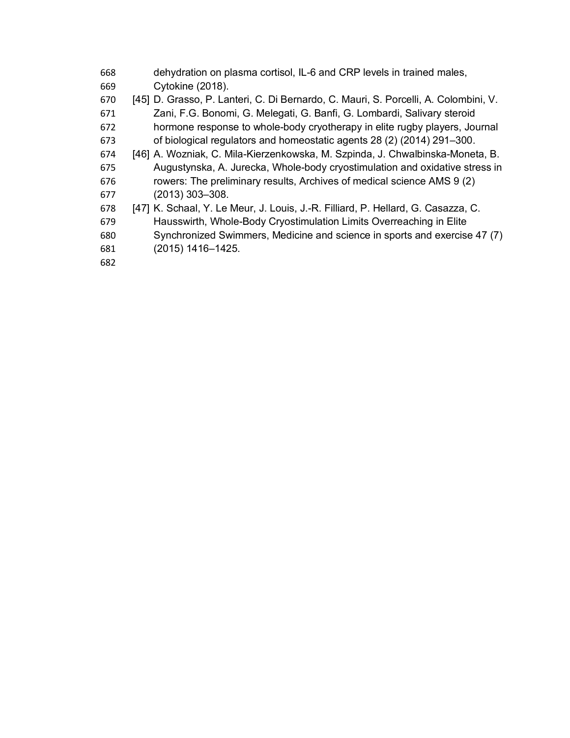dehydration on plasma cortisol, IL-6 and CRP levels in trained males, Cytokine (2018).

[45] D. Grasso, P. Lanteri, C. Di Bernardo, C. Mauri, S. Porcelli, A. Colombini, V. Zani, F.G. Bonomi, G. Melegati, G. Banfi, G. Lombardi, Salivary steroid hormone response to whole-body cryotherapy in elite rugby players, Journal of biological regulators and homeostatic agents 28 (2) (2014) 291–300.

[46] A. Wozniak, C. Mila-Kierzenkowska, M. Szpinda, J. Chwalbinska-Moneta, B. Augustynska, A. Jurecka, Whole-body cryostimulation and oxidative stress in rowers: The preliminary results, Archives of medical science AMS 9 (2) (2013) 303–308.

[47] K. Schaal, Y. Le Meur, J. Louis, J.-R. Filliard, P. Hellard, G. Casazza, C. Hausswirth, Whole-Body Cryostimulation Limits Overreaching in Elite Synchronized Swimmers, Medicine and science in sports and exercise 47 (7) (2015) 1416–1425.